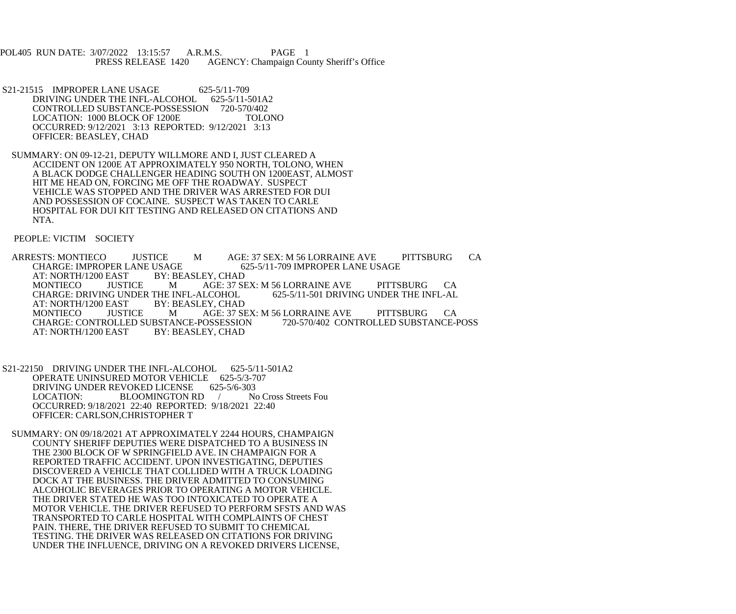POL405 RUN DATE: 3/07/2022 13:15:57 A.R.M.S. PAGE 1
PRESS RELEASE 1420 AGENCY: Champaign County Sheriff's Office

S21-21515 IMPROPER LANE USAGE 625-5/11-709
DRIVING UNDER THE INFL-ALCOHOL 625-5/11-501A2
CONTROLLED SUBSTANCE-POSSESSION 720-570/402
LOCATION: 1000 BLOCK OF 1200E TOLONO
OCCURRED: 9/12/2021 3:13 REPORTED: 9/12/2021 3:13
OFFICER: BEASLEY, CHAD

SUMMARY: ON 09-12-21, DEPUTY WILLMORE AND I, JUST CLEARED A ACCIDENT ON 1200E AT APPROXIMATELY 950 NORTH, TOLONO, WHEN A BLACK DODGE CHALLENGER HEADING SOUTH ON 1200EAST, ALMOST HIT ME HEAD ON, FORCING ME OFF THE ROADWAY. SUSPECT VEHICLE WAS STOPPED AND THE DRIVER WAS ARRESTED FOR DUI AND POSSESSION OF COCAINE. SUSPECT WAS TAKEN TO CARLE HOSPITAL FOR DUI KIT TESTING AND RELEASED ON CITATIONS AND NTA.

PEOPLE: VICTIM SOCIETY

ARRESTS: MONTIECO JUSTICE M AGE: 37 SEX: M 56 LORRAINE AVE PITTSBURG CA
CHARGE: IMPROPER LANE USAGE 625-5/11-709 IMPROPER LANE USAGE
AT: NORTH/1200 EAST BY: BEASLEY, CHAD
MONTIECO JUSTICE M AGE: 37 SEX: M 56 LORRAINE AVE PITTSBURG CA
CHARGE: DRIVING UNDER THE INFL-ALCOHOL 625-5/11-501 DRIVING UNDER THE INFL-AL
AT: NORTH/1200 EAST BY: BEASLEY, CHAD
MONTIECO JUSTICE M AGE: 37 SEX: M 56 LORRAINE AVE PITTSBURG CA
CHARGE: CONTROLLED SUBSTANCE-POSSESSION 720-570/402 CONTROLLED SUBSTANCE-POSS
AT: NORTH/1200 EAST BY: BEASLEY, CHAD

S21-22150 DRIVING UNDER THE INFL-ALCOHOL 625-5/11-501A2
OPERATE UNINSURED MOTOR VEHICLE 625-5/3-707
DRIVING UNDER REVOKED LICENSE 625-5/6-303
LOCATION: BLOOMINGTON RD / No Cross Streets Fou
OCCURRED: 9/18/2021 22:40 REPORTED: 9/18/2021 22:40
OFFICER: CARLSON,CHRISTOPHER T

SUMMARY: ON 09/18/2021 AT APPROXIMATELY 2244 HOURS, CHAMPAIGN COUNTY SHERIFF DEPUTIES WERE DISPATCHED TO A BUSINESS IN THE 2300 BLOCK OF W SPRINGFIELD AVE. IN CHAMPAIGN FOR A REPORTED TRAFFIC ACCIDENT. UPON INVESTIGATING, DEPUTIES DISCOVERED A VEHICLE THAT COLLIDED WITH A TRUCK LOADING DOCK AT THE BUSINESS. THE DRIVER ADMITTED TO CONSUMING ALCOHOLIC BEVERAGES PRIOR TO OPERATING A MOTOR VEHICLE. THE DRIVER STATED HE WAS TOO INTOXICATED TO OPERATE A MOTOR VEHICLE. THE DRIVER REFUSED TO PERFORM SFSTS AND WAS TRANSPORTED TO CARLE HOSPITAL WITH COMPLAINTS OF CHEST PAIN. THERE, THE DRIVER REFUSED TO SUBMIT TO CHEMICAL TESTING. THE DRIVER WAS RELEASED ON CITATIONS FOR DRIVING UNDER THE INFLUENCE, DRIVING ON A REVOKED DRIVERS LICENSE,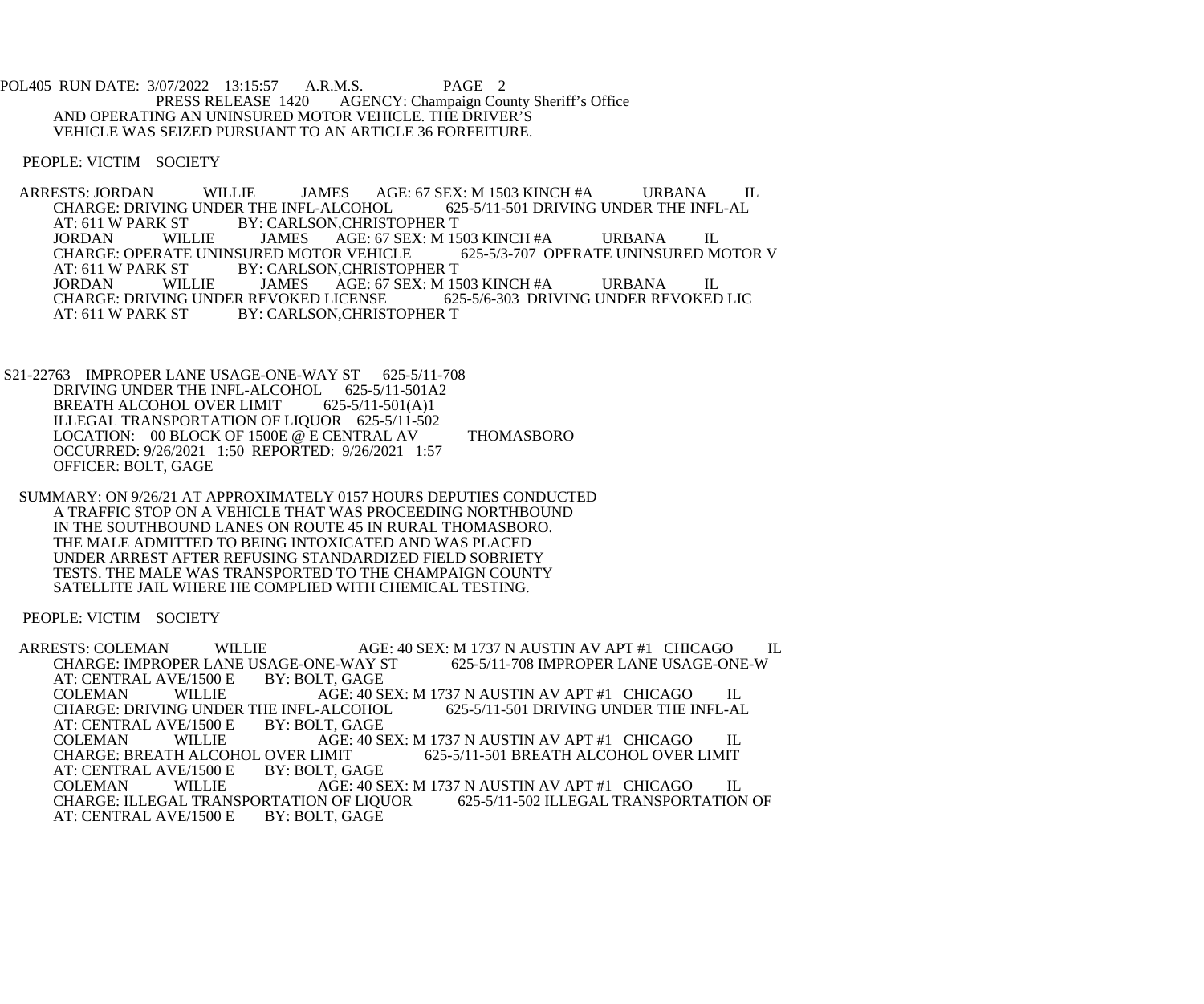AND OPERATING AN UNINSURED MOTOR VEHICLE. THE DRIVER'S VEHICLE WAS SEIZED PURSUANT TO AN ARTICLE 36 FORFEITURE.

PEOPLE: VICTIM SOCIETY

ARRESTS: JORDAN WILLIE JAMES AGE: 67 SEX: M 1503 KINCH #A URBANA IL
CHARGE: DRIVING UNDER THE INFL-ALCOHOL 625-5/11-501 DRIVING UNDER THE INFL-AL
AT: 611 W PARK ST BY: CARLSON,CHRISTOPHER T
JORDAN WILLIE JAMES AGE: 67 SEX: M 1503 KINCH #A URBANA IL
CHARGE: OPERATE UNINSURED MOTOR VEHICLE 625-5/3-707 OPERATE UNINSURED MOTOR V
AT: 611 W PARK ST BY: CARLSON,CHRISTOPHER T
JORDAN WILLIE JAMES AGE: 67 SEX: M 1503 KINCH #A URBANA IL
CHARGE: DRIVING UNDER REVOKED LICENSE 625-5/6-303 DRIVING UNDER REVOKED LIC
AT: 611 W PARK ST BY: CARLSON,CHRISTOPHER T

S21-22763 IMPROPER LANE USAGE-ONE-WAY ST 625-5/11-708
DRIVING UNDER THE INFL-ALCOHOL 625-5/11-501A2
BREATH ALCOHOL OVER LIMIT 625-5/11-501(A)1
ILLEGAL TRANSPORTATION OF LIQUOR 625-5/11-502
LOCATION: 00 BLOCK OF 1500E @ E CENTRAL AV THOMASBORO
OCCURRED: 9/26/2021 1:50 REPORTED: 9/26/2021 1:57
OFFICER: BOLT, GAGE

SUMMARY: ON 9/26/21 AT APPROXIMATELY 0157 HOURS DEPUTIES CONDUCTED A TRAFFIC STOP ON A VEHICLE THAT WAS PROCEEDING NORTHBOUND IN THE SOUTHBOUND LANES ON ROUTE 45 IN RURAL THOMASBORO. THE MALE ADMITTED TO BEING INTOXICATED AND WAS PLACED UNDER ARREST AFTER REFUSING STANDARDIZED FIELD SOBRIETY TESTS. THE MALE WAS TRANSPORTED TO THE CHAMPAIGN COUNTY SATELLITE JAIL WHERE HE COMPLIED WITH CHEMICAL TESTING.

PEOPLE: VICTIM SOCIETY

ARRESTS: COLEMAN WILLIE AGE: 40 SEX: M 1737 N AUSTIN AV APT #1 CHICAGO IL
CHARGE: IMPROPER LANE USAGE-ONE-WAY ST 625-5/11-708 IMPROPER LANE USAGE-ONE-W
AT: CENTRAL AVE/1500 E BY: BOLT, GAGE
COLEMAN WILLIE AGE: 40 SEX: M 1737 N AUSTIN AV APT #1 CHICAGO IL
CHARGE: DRIVING UNDER THE INFL-ALCOHOL 625-5/11-501 DRIVING UNDER THE INFL-AL
AT: CENTRAL AVE/1500 E BY: BOLT, GAGE
COLEMAN WILLIE AGE: 40 SEX: M 1737 N AUSTIN AV APT #1 CHICAGO IL
CHARGE: BREATH ALCOHOL OVER LIMIT 625-5/11-501 BREATH ALCOHOL OVER LIMIT
AT: CENTRAL AVE/1500 E BY: BOLT, GAGE
COLEMAN WILLIE AGE: 40 SEX: M 1737 N AUSTIN AV APT #1 CHICAGO IL
CHARGE: ILLEGAL TRANSPORTATION OF LIQUOR 625-5/11-502 ILLEGAL TRANSPORTATION OF
AT: CENTRAL AVE/1500 E BY: BOLT, GAGE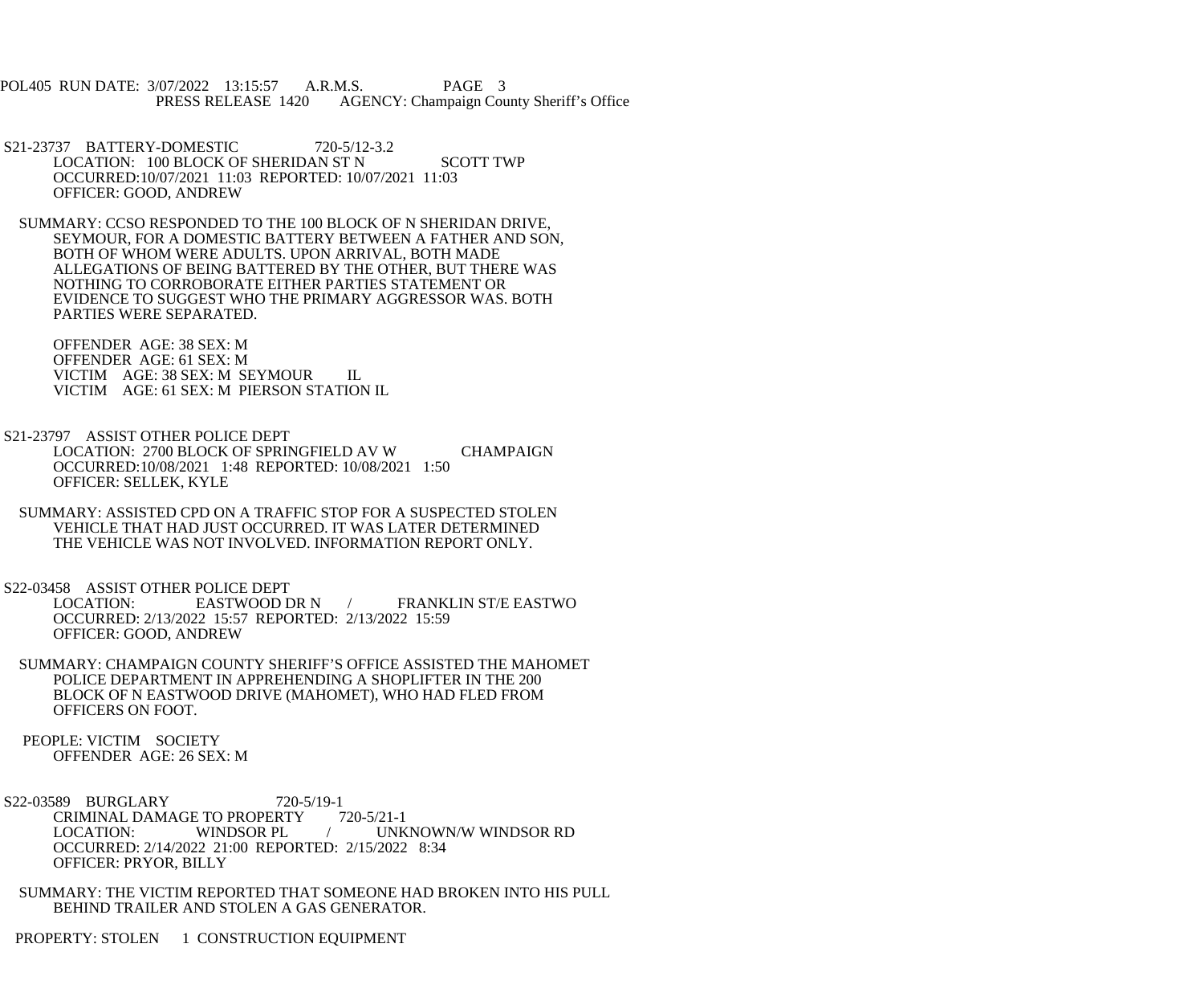S21-23737 BATTERY-DOMESTIC 720-5/12-3.2
LOCATION: 100 BLOCK OF SHERIDAN ST N SCOTT TWP
OCCURRED:10/07/2021 11:03 REPORTED: 10/07/2021 11:03
OFFICER: GOOD, ANDREW

SUMMARY: CCSO RESPONDED TO THE 100 BLOCK OF N SHERIDAN DRIVE, SEYMOUR, FOR A DOMESTIC BATTERY BETWEEN A FATHER AND SON, BOTH OF WHOM WERE ADULTS. UPON ARRIVAL, BOTH MADE ALLEGATIONS OF BEING BATTERED BY THE OTHER, BUT THERE WAS NOTHING TO CORROBORATE EITHER PARTIES STATEMENT OR EVIDENCE TO SUGGEST WHO THE PRIMARY AGGRESSOR WAS. BOTH PARTIES WERE SEPARATED.

OFFENDER AGE: 38 SEX: M
OFFENDER AGE: 61 SEX: M
VICTIM AGE: 38 SEX: M SEYMOUR IL
VICTIM AGE: 61 SEX: M PIERSON STATION IL

S21-23797 ASSIST OTHER POLICE DEPT
LOCATION: 2700 BLOCK OF SPRINGFIELD AV W CHAMPAIGN
OCCURRED:10/08/2021 1:48 REPORTED: 10/08/2021 1:50
OFFICER: SELLEK, KYLE

SUMMARY: ASSISTED CPD ON A TRAFFIC STOP FOR A SUSPECTED STOLEN VEHICLE THAT HAD JUST OCCURRED. IT WAS LATER DETERMINED THE VEHICLE WAS NOT INVOLVED. INFORMATION REPORT ONLY.

S22-03458 ASSIST OTHER POLICE DEPT
LOCATION: EASTWOOD DR N / FRANKLIN ST/E EASTWO
OCCURRED: 2/13/2022 15:57 REPORTED: 2/13/2022 15:59
OFFICER: GOOD, ANDREW

SUMMARY: CHAMPAIGN COUNTY SHERIFF'S OFFICE ASSISTED THE MAHOMET POLICE DEPARTMENT IN APPREHENDING A SHOPLIFTER IN THE 200 BLOCK OF N EASTWOOD DRIVE (MAHOMET), WHO HAD FLED FROM OFFICERS ON FOOT.

PEOPLE: VICTIM SOCIETY
OFFENDER AGE: 26 SEX: M

S22-03589 BURGLARY 720-5/19-1
CRIMINAL DAMAGE TO PROPERTY 720-5/21-1
LOCATION: WINDSOR PL / UNKNOWN/W WINDSOR RD
OCCURRED: 2/14/2022 21:00 REPORTED: 2/15/2022 8:34
OFFICER: PRYOR, BILLY

SUMMARY: THE VICTIM REPORTED THAT SOMEONE HAD BROKEN INTO HIS PULL BEHIND TRAILER AND STOLEN A GAS GENERATOR.

PROPERTY: STOLEN 1 CONSTRUCTION EQUIPMENT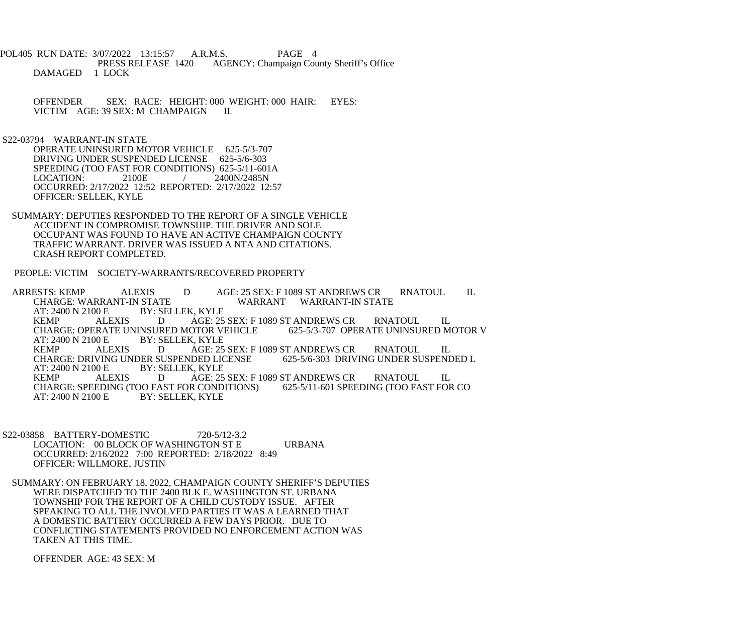DAMAGED 1 LOCK

OFFENDER SEX: RACE: HEIGHT: 000 WEIGHT: 000 HAIR: EYES:
VICTIM AGE: 39 SEX: M CHAMPAIGN IL

S22-03794 WARRANT-IN STATE
OPERATE UNINSURED MOTOR VEHICLE 625-5/3-707
DRIVING UNDER SUSPENDED LICENSE 625-5/6-303
SPEEDING (TOO FAST FOR CONDITIONS) 625-5/11-601A
LOCATION: 2100E / 2400N/2485N
OCCURRED: 2/17/2022 12:52 REPORTED: 2/17/2022 12:57
OFFICER: SELLEK, KYLE

SUMMARY: DEPUTIES RESPONDED TO THE REPORT OF A SINGLE VEHICLE ACCIDENT IN COMPROMISE TOWNSHIP. THE DRIVER AND SOLE OCCUPANT WAS FOUND TO HAVE AN ACTIVE CHAMPAIGN COUNTY TRAFFIC WARRANT. DRIVER WAS ISSUED A NTA AND CITATIONS. CRASH REPORT COMPLETED.

PEOPLE: VICTIM SOCIETY-WARRANTS/RECOVERED PROPERTY

ARRESTS: KEMP ALEXIS D AGE: 25 SEX: F 1089 ST ANDREWS CR RNATOUL IL
CHARGE: WARRANT-IN STATE WARRANT WARRANT-IN STATE
AT: 2400 N 2100 E BY: SELLEK, KYLE
KEMP ALEXIS D AGE: 25 SEX: F 1089 ST ANDREWS CR RNATOUL IL
CHARGE: OPERATE UNINSURED MOTOR VEHICLE 625-5/3-707 OPERATE UNINSURED MOTOR V
AT: 2400 N 2100 E BY: SELLEK, KYLE
KEMP ALEXIS D AGE: 25 SEX: F 1089 ST ANDREWS CR RNATOUL IL
CHARGE: DRIVING UNDER SUSPENDED LICENSE 625-5/6-303 DRIVING UNDER SUSPENDED L
AT: 2400 N 2100 E BY: SELLEK, KYLE
KEMP ALEXIS D AGE: 25 SEX: F 1089 ST ANDREWS CR RNATOUL IL
CHARGE: SPEEDING (TOO FAST FOR CONDITIONS) 625-5/11-601 SPEEDING (TOO FAST FOR CO
AT: 2400 N 2100 E BY: SELLEK, KYLE

S22-03858 BATTERY-DOMESTIC 720-5/12-3.2
LOCATION: 00 BLOCK OF WASHINGTON ST E URBANA
OCCURRED: 2/16/2022 7:00 REPORTED: 2/18/2022 8:49
OFFICER: WILLMORE, JUSTIN

SUMMARY: ON FEBRUARY 18, 2022, CHAMPAIGN COUNTY SHERIFF'S DEPUTIES WERE DISPATCHED TO THE 2400 BLK E. WASHINGTON ST. URBANA TOWNSHIP FOR THE REPORT OF A CHILD CUSTODY ISSUE. AFTER SPEAKING TO ALL THE INVOLVED PARTIES IT WAS A LEARNED THAT A DOMESTIC BATTERY OCCURRED A FEW DAYS PRIOR. DUE TO CONFLICTING STATEMENTS PROVIDED NO ENFORCEMENT ACTION WAS TAKEN AT THIS TIME.

OFFENDER AGE: 43 SEX: M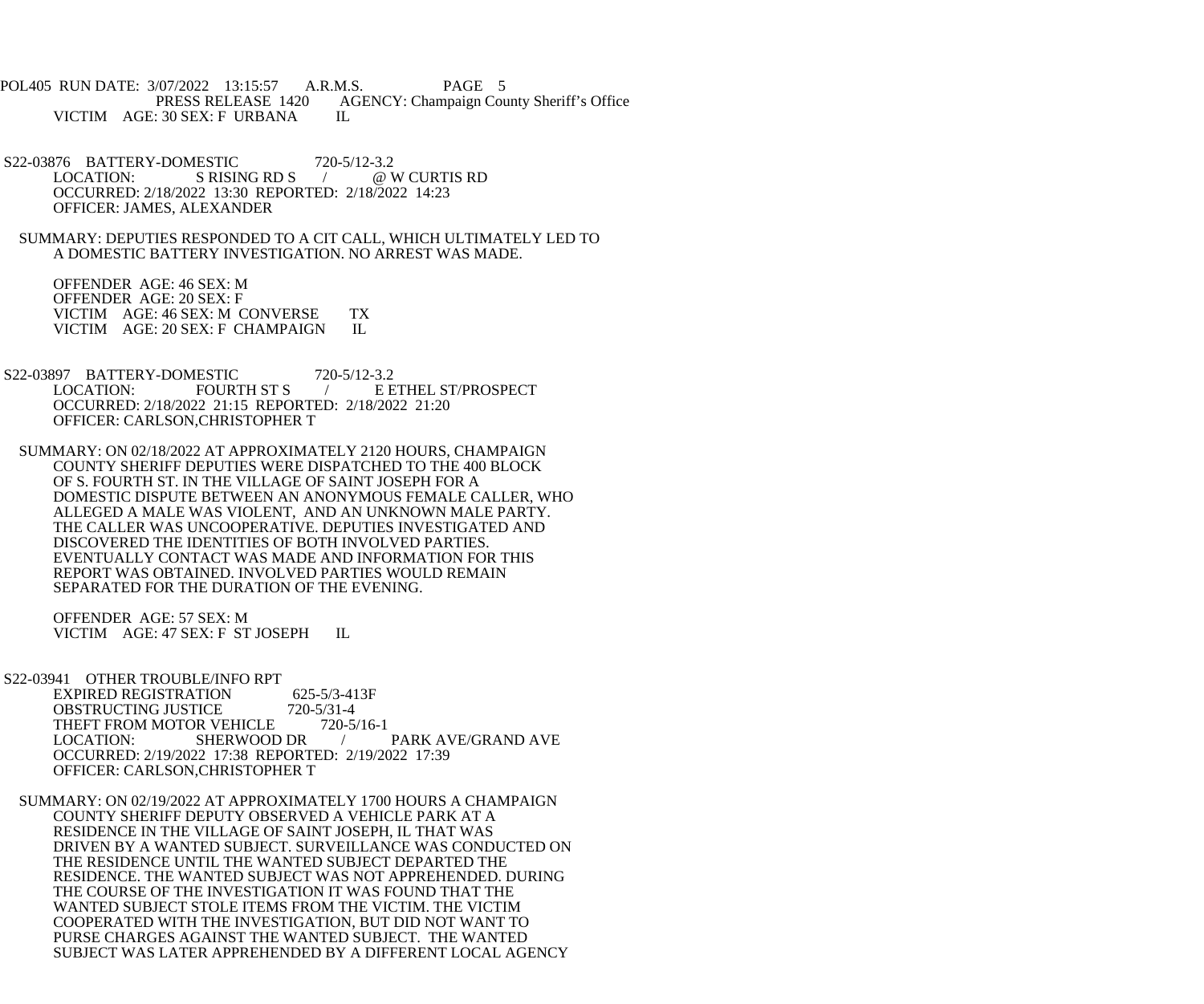VICTIM AGE: 30 SEX: F URBANA IL

S22-03876 BATTERY-DOMESTIC 720-5/12-3.2
LOCATION: S RISING RD S / @ W CURTIS RD
OCCURRED: 2/18/2022 13:30 REPORTED: 2/18/2022 14:23
OFFICER: JAMES, ALEXANDER

SUMMARY: DEPUTIES RESPONDED TO A CIT CALL, WHICH ULTIMATELY LED TO A DOMESTIC BATTERY INVESTIGATION. NO ARREST WAS MADE.

OFFENDER AGE: 46 SEX: M
OFFENDER AGE: 20 SEX: F
VICTIM AGE: 46 SEX: M CONVERSE TX
VICTIM AGE: 20 SEX: F CHAMPAIGN IL

S22-03897 BATTERY-DOMESTIC 720-5/12-3.2
LOCATION: FOURTH ST S / E ETHEL ST/PROSPECT
OCCURRED: 2/18/2022 21:15 REPORTED: 2/18/2022 21:20
OFFICER: CARLSON,CHRISTOPHER T

SUMMARY: ON 02/18/2022 AT APPROXIMATELY 2120 HOURS, CHAMPAIGN COUNTY SHERIFF DEPUTIES WERE DISPATCHED TO THE 400 BLOCK OF S. FOURTH ST. IN THE VILLAGE OF SAINT JOSEPH FOR A DOMESTIC DISPUTE BETWEEN AN ANONYMOUS FEMALE CALLER, WHO ALLEGED A MALE WAS VIOLENT, AND AN UNKNOWN MALE PARTY. THE CALLER WAS UNCOOPERATIVE. DEPUTIES INVESTIGATED AND DISCOVERED THE IDENTITIES OF BOTH INVOLVED PARTIES. EVENTUALLY CONTACT WAS MADE AND INFORMATION FOR THIS REPORT WAS OBTAINED. INVOLVED PARTIES WOULD REMAIN SEPARATED FOR THE DURATION OF THE EVENING.

OFFENDER AGE: 57 SEX: M
VICTIM AGE: 47 SEX: F ST JOSEPH IL

S22-03941 OTHER TROUBLE/INFO RPT
EXPIRED REGISTRATION 625-5/3-413F
OBSTRUCTING JUSTICE 720-5/31-4
THEFT FROM MOTOR VEHICLE 720-5/16-1
LOCATION: SHERWOOD DR / PARK AVE/GRAND AVE
OCCURRED: 2/19/2022 17:38 REPORTED: 2/19/2022 17:39
OFFICER: CARLSON,CHRISTOPHER T

SUMMARY: ON 02/19/2022 AT APPROXIMATELY 1700 HOURS A CHAMPAIGN COUNTY SHERIFF DEPUTY OBSERVED A VEHICLE PARK AT A RESIDENCE IN THE VILLAGE OF SAINT JOSEPH, IL THAT WAS DRIVEN BY A WANTED SUBJECT. SURVEILLANCE WAS CONDUCTED ON THE RESIDENCE UNTIL THE WANTED SUBJECT DEPARTED THE RESIDENCE. THE WANTED SUBJECT WAS NOT APPREHENDED. DURING THE COURSE OF THE INVESTIGATION IT WAS FOUND THAT THE WANTED SUBJECT STOLE ITEMS FROM THE VICTIM. THE VICTIM COOPERATED WITH THE INVESTIGATION, BUT DID NOT WANT TO PURSE CHARGES AGAINST THE WANTED SUBJECT. THE WANTED SUBJECT WAS LATER APPREHENDED BY A DIFFERENT LOCAL AGENCY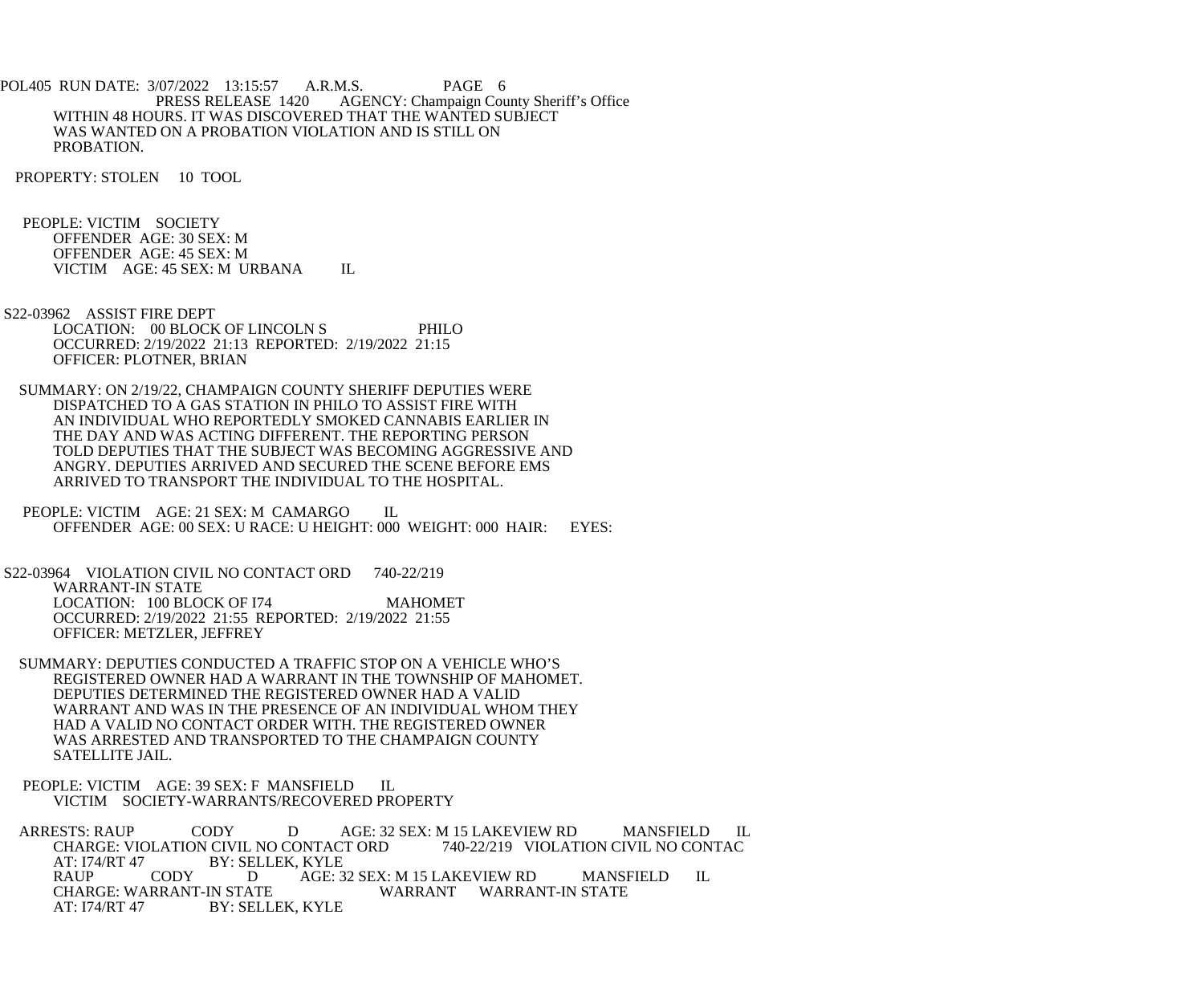WITHIN 48 HOURS. IT WAS DISCOVERED THAT THE WANTED SUBJECT WAS WANTED ON A PROBATION VIOLATION AND IS STILL ON PROBATION.

PROPERTY: STOLEN 10 TOOL

PEOPLE: VICTIM SOCIETY
OFFENDER AGE: 30 SEX: M
OFFENDER AGE: 45 SEX: M
VICTIM AGE: 45 SEX: M URBANA IL

S22-03962 ASSIST FIRE DEPT
LOCATION: 00 BLOCK OF LINCOLN S PHILO
OCCURRED: 2/19/2022 21:13 REPORTED: 2/19/2022 21:15
OFFICER: PLOTNER, BRIAN

SUMMARY: ON 2/19/22, CHAMPAIGN COUNTY SHERIFF DEPUTIES WERE DISPATCHED TO A GAS STATION IN PHILO TO ASSIST FIRE WITH AN INDIVIDUAL WHO REPORTEDLY SMOKED CANNABIS EARLIER IN THE DAY AND WAS ACTING DIFFERENT. THE REPORTING PERSON TOLD DEPUTIES THAT THE SUBJECT WAS BECOMING AGGRESSIVE AND ANGRY. DEPUTIES ARRIVED AND SECURED THE SCENE BEFORE EMS ARRIVED TO TRANSPORT THE INDIVIDUAL TO THE HOSPITAL.

PEOPLE: VICTIM AGE: 21 SEX: M CAMARGO IL
OFFENDER AGE: 00 SEX: U RACE: U HEIGHT: 000 WEIGHT: 000 HAIR: EYES:

S22-03964 VIOLATION CIVIL NO CONTACT ORD 740-22/219
WARRANT-IN STATE
LOCATION: 100 BLOCK OF I74 MAHOMET
OCCURRED: 2/19/2022 21:55 REPORTED: 2/19/2022 21:55
OFFICER: METZLER, JEFFREY

SUMMARY: DEPUTIES CONDUCTED A TRAFFIC STOP ON A VEHICLE WHO'S REGISTERED OWNER HAD A WARRANT IN THE TOWNSHIP OF MAHOMET. DEPUTIES DETERMINED THE REGISTERED OWNER HAD A VALID WARRANT AND WAS IN THE PRESENCE OF AN INDIVIDUAL WHOM THEY HAD A VALID NO CONTACT ORDER WITH. THE REGISTERED OWNER WAS ARRESTED AND TRANSPORTED TO THE CHAMPAIGN COUNTY SATELLITE JAIL.

PEOPLE: VICTIM AGE: 39 SEX: F MANSFIELD IL
VICTIM SOCIETY-WARRANTS/RECOVERED PROPERTY

ARRESTS: RAUP CODY D AGE: 32 SEX: M 15 LAKEVIEW RD MANSFIELD IL
CHARGE: VIOLATION CIVIL NO CONTACT ORD 740-22/219 VIOLATION CIVIL NO CONTAC
AT: I74/RT 47 BY: SELLEK, KYLE
RAUP CODY D AGE: 32 SEX: M 15 LAKEVIEW RD MANSFIELD IL
CHARGE: WARRANT-IN STATE WARRANT WARRANT-IN STATE
AT: I74/RT 47 BY: SELLEK, KYLE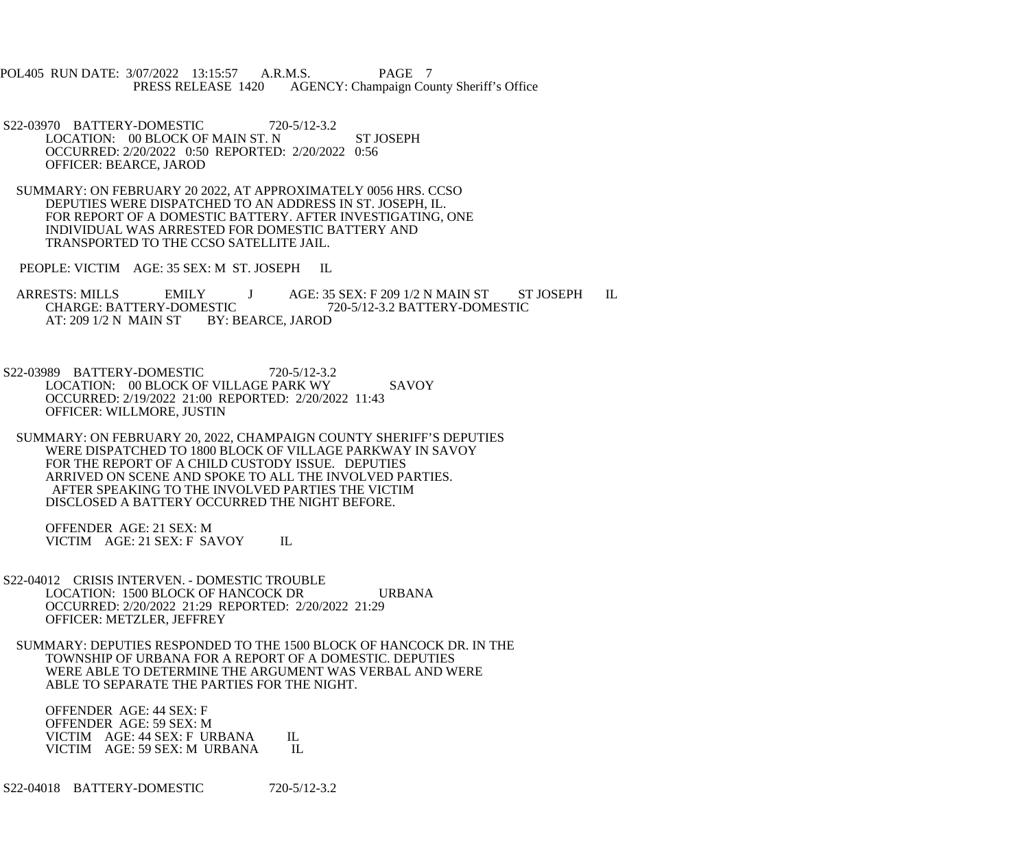S22-03970 BATTERY-DOMESTIC 720-5/12-3.2
LOCATION: 00 BLOCK OF MAIN ST. N ST JOSEPH
OCCURRED: 2/20/2022 0:50 REPORTED: 2/20/2022 0:56
OFFICER: BEARCE, JAROD

SUMMARY: ON FEBRUARY 20 2022, AT APPROXIMATELY 0056 HRS. CCSO DEPUTIES WERE DISPATCHED TO AN ADDRESS IN ST. JOSEPH, IL. FOR REPORT OF A DOMESTIC BATTERY. AFTER INVESTIGATING, ONE INDIVIDUAL WAS ARRESTED FOR DOMESTIC BATTERY AND TRANSPORTED TO THE CCSO SATELLITE JAIL.

PEOPLE: VICTIM AGE: 35 SEX: M ST. JOSEPH IL

ARRESTS: MILLS EMILY J AGE: 35 SEX: F 209 1/2 N MAIN ST ST JOSEPH IL
CHARGE: BATTERY-DOMESTIC 720-5/12-3.2 BATTERY-DOMESTIC
AT: 209 1/2 N MAIN ST BY: BEARCE, JAROD

S22-03989 BATTERY-DOMESTIC 720-5/12-3.2
LOCATION: 00 BLOCK OF VILLAGE PARK WY SAVOY
OCCURRED: 2/19/2022 21:00 REPORTED: 2/20/2022 11:43
OFFICER: WILLMORE, JUSTIN

SUMMARY: ON FEBRUARY 20, 2022, CHAMPAIGN COUNTY SHERIFF'S DEPUTIES WERE DISPATCHED TO 1800 BLOCK OF VILLAGE PARKWAY IN SAVOY FOR THE REPORT OF A CHILD CUSTODY ISSUE. DEPUTIES ARRIVED ON SCENE AND SPOKE TO ALL THE INVOLVED PARTIES. AFTER SPEAKING TO THE INVOLVED PARTIES THE VICTIM DISCLOSED A BATTERY OCCURRED THE NIGHT BEFORE.

OFFENDER AGE: 21 SEX: M
VICTIM AGE: 21 SEX: F SAVOY IL

S22-04012 CRISIS INTERVEN. - DOMESTIC TROUBLE
LOCATION: 1500 BLOCK OF HANCOCK DR URBANA
OCCURRED: 2/20/2022 21:29 REPORTED: 2/20/2022 21:29
OFFICER: METZLER, JEFFREY

SUMMARY: DEPUTIES RESPONDED TO THE 1500 BLOCK OF HANCOCK DR. IN THE TOWNSHIP OF URBANA FOR A REPORT OF A DOMESTIC. DEPUTIES WERE ABLE TO DETERMINE THE ARGUMENT WAS VERBAL AND WERE ABLE TO SEPARATE THE PARTIES FOR THE NIGHT.

OFFENDER AGE: 44 SEX: F
OFFENDER AGE: 59 SEX: M
VICTIM AGE: 44 SEX: F URBANA IL
VICTIM AGE: 59 SEX: M URBANA IL

S22-04018 BATTERY-DOMESTIC 720-5/12-3.2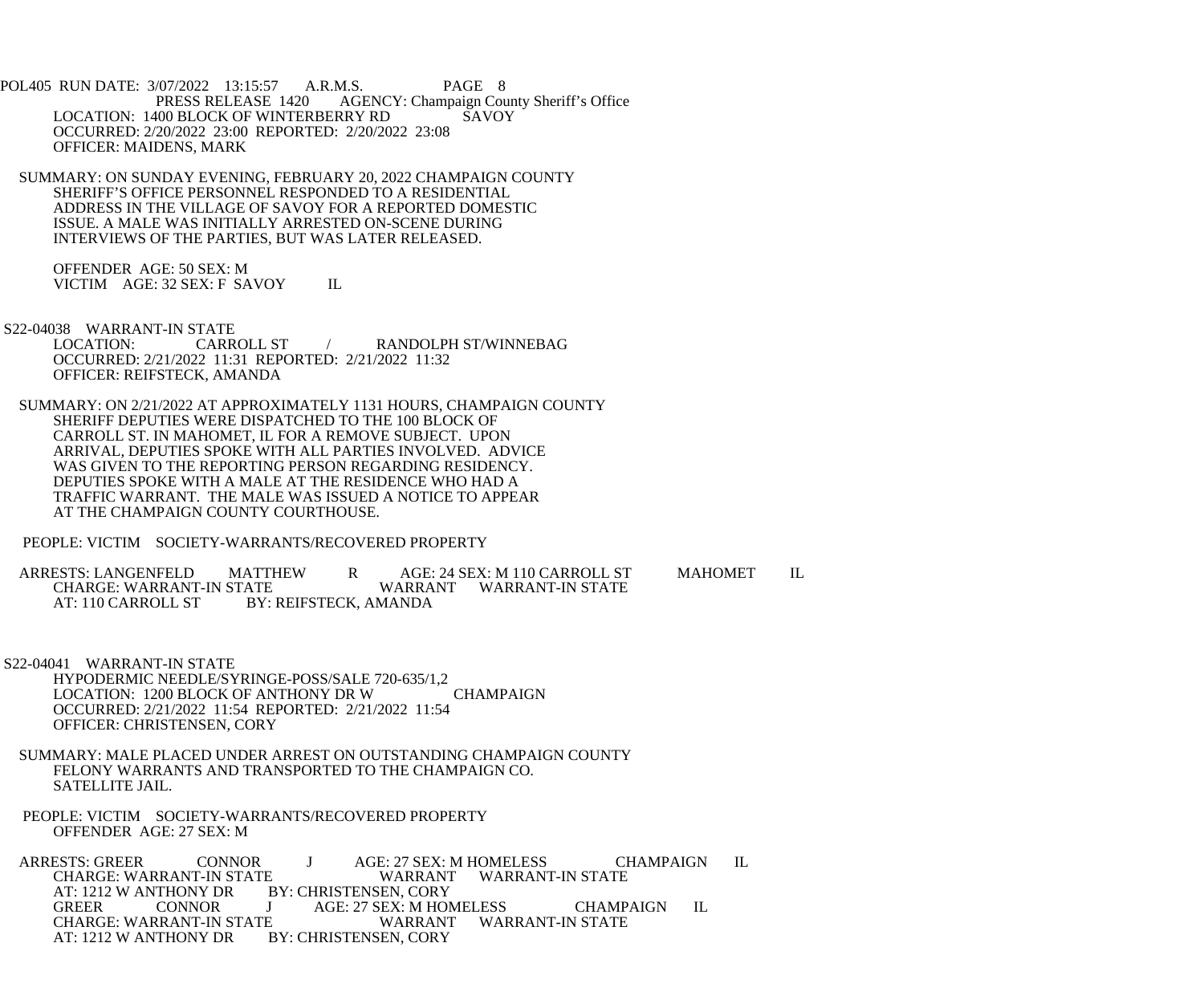POL405 RUN DATE: 3/07/2022 13:15:57 A.R.M.S. PAGE 8
PRESS RELEASE 1420 AGENCY: Champaign County Sheriff's Office

LOCATION: 1400 BLOCK OF WINTERBERRY RD SAVOY
OCCURRED: 2/20/2022 23:00 REPORTED: 2/20/2022 23:08
OFFICER: MAIDENS, MARK

SUMMARY: ON SUNDAY EVENING, FEBRUARY 20, 2022 CHAMPAIGN COUNTY SHERIFF'S OFFICE PERSONNEL RESPONDED TO A RESIDENTIAL ADDRESS IN THE VILLAGE OF SAVOY FOR A REPORTED DOMESTIC ISSUE. A MALE WAS INITIALLY ARRESTED ON-SCENE DURING INTERVIEWS OF THE PARTIES, BUT WAS LATER RELEASED.

OFFENDER AGE: 50 SEX: M
VICTIM AGE: 32 SEX: F SAVOY IL

S22-04038 WARRANT-IN STATE
LOCATION: CARROLL ST / RANDOLPH ST/WINNEBAG
OCCURRED: 2/21/2022 11:31 REPORTED: 2/21/2022 11:32
OFFICER: REIFSTECK, AMANDA

SUMMARY: ON 2/21/2022 AT APPROXIMATELY 1131 HOURS, CHAMPAIGN COUNTY SHERIFF DEPUTIES WERE DISPATCHED TO THE 100 BLOCK OF CARROLL ST. IN MAHOMET, IL FOR A REMOVE SUBJECT. UPON ARRIVAL, DEPUTIES SPOKE WITH ALL PARTIES INVOLVED. ADVICE WAS GIVEN TO THE REPORTING PERSON REGARDING RESIDENCY. DEPUTIES SPOKE WITH A MALE AT THE RESIDENCE WHO HAD A TRAFFIC WARRANT. THE MALE WAS ISSUED A NOTICE TO APPEAR AT THE CHAMPAIGN COUNTY COURTHOUSE.

PEOPLE: VICTIM SOCIETY-WARRANTS/RECOVERED PROPERTY

ARRESTS: LANGENFELD MATTHEW R AGE: 24 SEX: M 110 CARROLL ST MAHOMET IL
CHARGE: WARRANT-IN STATE WARRANT WARRANT-IN STATE
AT: 110 CARROLL ST BY: REIFSTECK, AMANDA

S22-04041 WARRANT-IN STATE
HYPODERMIC NEEDLE/SYRINGE-POSS/SALE 720-635/1,2
LOCATION: 1200 BLOCK OF ANTHONY DR W CHAMPAIGN
OCCURRED: 2/21/2022 11:54 REPORTED: 2/21/2022 11:54
OFFICER: CHRISTENSEN, CORY

SUMMARY: MALE PLACED UNDER ARREST ON OUTSTANDING CHAMPAIGN COUNTY FELONY WARRANTS AND TRANSPORTED TO THE CHAMPAIGN CO. SATELLITE JAIL.

PEOPLE: VICTIM SOCIETY-WARRANTS/RECOVERED PROPERTY
OFFENDER AGE: 27 SEX: M

ARRESTS: GREER CONNOR J AGE: 27 SEX: M HOMELESS CHAMPAIGN IL
CHARGE: WARRANT-IN STATE WARRANT WARRANT-IN STATE
AT: 1212 W ANTHONY DR BY: CHRISTENSEN, CORY
GREER CONNOR J AGE: 27 SEX: M HOMELESS CHAMPAIGN IL
CHARGE: WARRANT-IN STATE WARRANT WARRANT-IN STATE
AT: 1212 W ANTHONY DR BY: CHRISTENSEN, CORY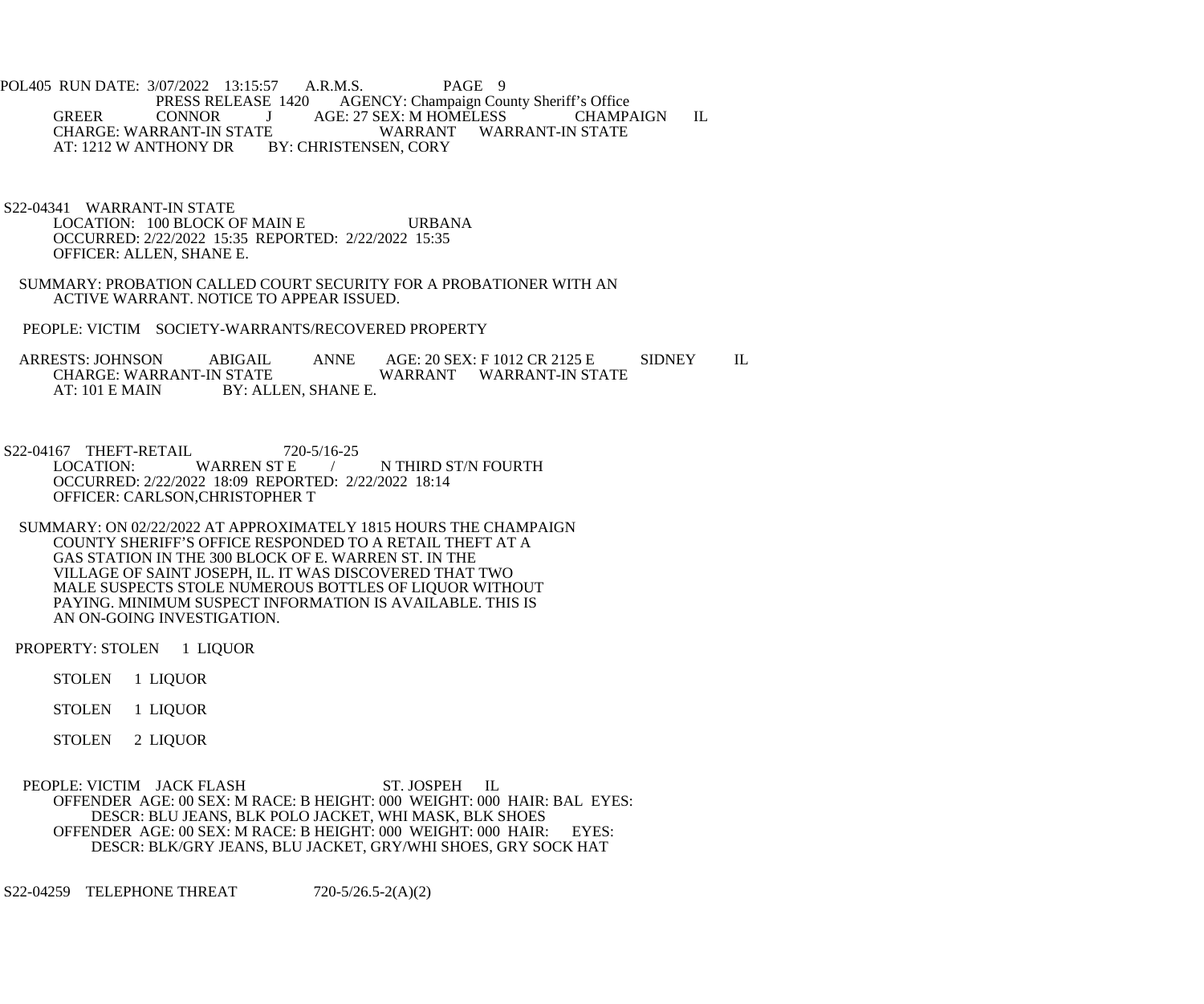POL405 RUN DATE: 3/07/2022 13:15:57 A.R.M.S. PAGE 9
PRESS RELEASE 1420 AGENCY: Champaign County Sheriff's Office
GREER CONNOR J AGE: 27 SEX: M HOMELESS CHAMPAIGN IL
CHARGE: WARRANT-IN STATE WARRANT WARRANT-IN STATE
AT: 1212 W ANTHONY DR BY: CHRISTENSEN, CORY

S22-04341 WARRANT-IN STATE
LOCATION: 100 BLOCK OF MAIN E URBANA
OCCURRED: 2/22/2022 15:35 REPORTED: 2/22/2022 15:35
OFFICER: ALLEN, SHANE E.

SUMMARY: PROBATION CALLED COURT SECURITY FOR A PROBATIONER WITH AN ACTIVE WARRANT. NOTICE TO APPEAR ISSUED.

PEOPLE: VICTIM SOCIETY-WARRANTS/RECOVERED PROPERTY

ARRESTS: JOHNSON ABIGAIL ANNE AGE: 20 SEX: F 1012 CR 2125 E SIDNEY IL
CHARGE: WARRANT-IN STATE WARRANT WARRANT-IN STATE
AT: 101 E MAIN BY: ALLEN, SHANE E.

S22-04167 THEFT-RETAIL 720-5/16-25
LOCATION: WARREN ST E / N THIRD ST/N FOURTH
OCCURRED: 2/22/2022 18:09 REPORTED: 2/22/2022 18:14
OFFICER: CARLSON,CHRISTOPHER T

SUMMARY: ON 02/22/2022 AT APPROXIMATELY 1815 HOURS THE CHAMPAIGN COUNTY SHERIFF'S OFFICE RESPONDED TO A RETAIL THEFT AT A GAS STATION IN THE 300 BLOCK OF E. WARREN ST. IN THE VILLAGE OF SAINT JOSEPH, IL. IT WAS DISCOVERED THAT TWO MALE SUSPECTS STOLE NUMEROUS BOTTLES OF LIQUOR WITHOUT PAYING. MINIMUM SUSPECT INFORMATION IS AVAILABLE. THIS IS AN ON-GOING INVESTIGATION.

PROPERTY: STOLEN 1 LIQUOR

STOLEN 1 LIQUOR

STOLEN 1 LIQUOR

STOLEN 2 LIQUOR

PEOPLE: VICTIM JACK FLASH ST. JOSPEH IL
OFFENDER AGE: 00 SEX: M RACE: B HEIGHT: 000 WEIGHT: 000 HAIR: BAL EYES:
DESCR: BLU JEANS, BLK POLO JACKET, WHI MASK, BLK SHOES
OFFENDER AGE: 00 SEX: M RACE: B HEIGHT: 000 WEIGHT: 000 HAIR: EYES:
DESCR: BLK/GRY JEANS, BLU JACKET, GRY/WHI SHOES, GRY SOCK HAT

S22-04259 TELEPHONE THREAT 720-5/26.5-2(A)(2)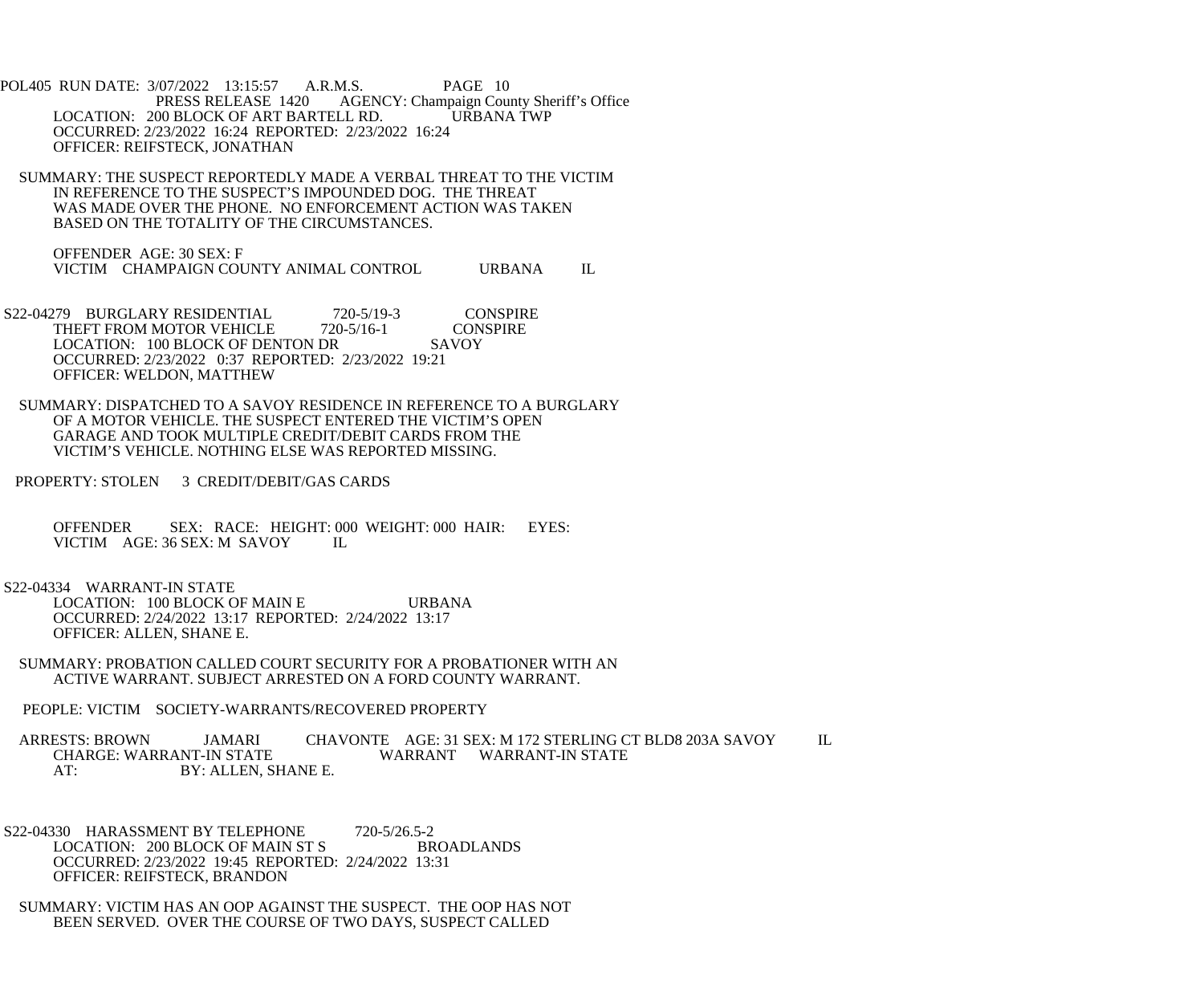POL405 RUN DATE: 3/07/2022 13:15:57 A.R.M.S. PAGE 10
PRESS RELEASE 1420 AGENCY: Champaign County Sheriff's Office

LOCATION: 200 BLOCK OF ART BARTELL RD. URBANA TWP
OCCURRED: 2/23/2022 16:24 REPORTED: 2/23/2022 16:24
OFFICER: REIFSTECK, JONATHAN

SUMMARY: THE SUSPECT REPORTEDLY MADE A VERBAL THREAT TO THE VICTIM IN REFERENCE TO THE SUSPECT'S IMPOUNDED DOG. THE THREAT WAS MADE OVER THE PHONE. NO ENFORCEMENT ACTION WAS TAKEN BASED ON THE TOTALITY OF THE CIRCUMSTANCES.

OFFENDER AGE: 30 SEX: F
VICTIM CHAMPAIGN COUNTY ANIMAL CONTROL URBANA IL

S22-04279 BURGLARY RESIDENTIAL 720-5/19-3 CONSPIRE
THEFT FROM MOTOR VEHICLE 720-5/16-1 CONSPIRE
LOCATION: 100 BLOCK OF DENTON DR SAVOY
OCCURRED: 2/23/2022 0:37 REPORTED: 2/23/2022 19:21
OFFICER: WELDON, MATTHEW

SUMMARY: DISPATCHED TO A SAVOY RESIDENCE IN REFERENCE TO A BURGLARY OF A MOTOR VEHICLE. THE SUSPECT ENTERED THE VICTIM'S OPEN GARAGE AND TOOK MULTIPLE CREDIT/DEBIT CARDS FROM THE VICTIM'S VEHICLE. NOTHING ELSE WAS REPORTED MISSING.

PROPERTY: STOLEN 3 CREDIT/DEBIT/GAS CARDS

OFFENDER SEX: RACE: HEIGHT: 000 WEIGHT: 000 HAIR: EYES:
VICTIM AGE: 36 SEX: M SAVOY IL

S22-04334 WARRANT-IN STATE
LOCATION: 100 BLOCK OF MAIN E URBANA
OCCURRED: 2/24/2022 13:17 REPORTED: 2/24/2022 13:17
OFFICER: ALLEN, SHANE E.

SUMMARY: PROBATION CALLED COURT SECURITY FOR A PROBATIONER WITH AN ACTIVE WARRANT. SUBJECT ARRESTED ON A FORD COUNTY WARRANT.

PEOPLE: VICTIM SOCIETY-WARRANTS/RECOVERED PROPERTY

ARRESTS: BROWN JAMARI CHAVONTE AGE: 31 SEX: M 172 STERLING CT BLD8 203A SAVOY IL
CHARGE: WARRANT-IN STATE WARRANT WARRANT-IN STATE
AT: BY: ALLEN, SHANE E.

S22-04330 HARASSMENT BY TELEPHONE 720-5/26.5-2
LOCATION: 200 BLOCK OF MAIN ST S BROADLANDS
OCCURRED: 2/23/2022 19:45 REPORTED: 2/24/2022 13:31
OFFICER: REIFSTECK, BRANDON

SUMMARY: VICTIM HAS AN OOP AGAINST THE SUSPECT. THE OOP HAS NOT BEEN SERVED. OVER THE COURSE OF TWO DAYS, SUSPECT CALLED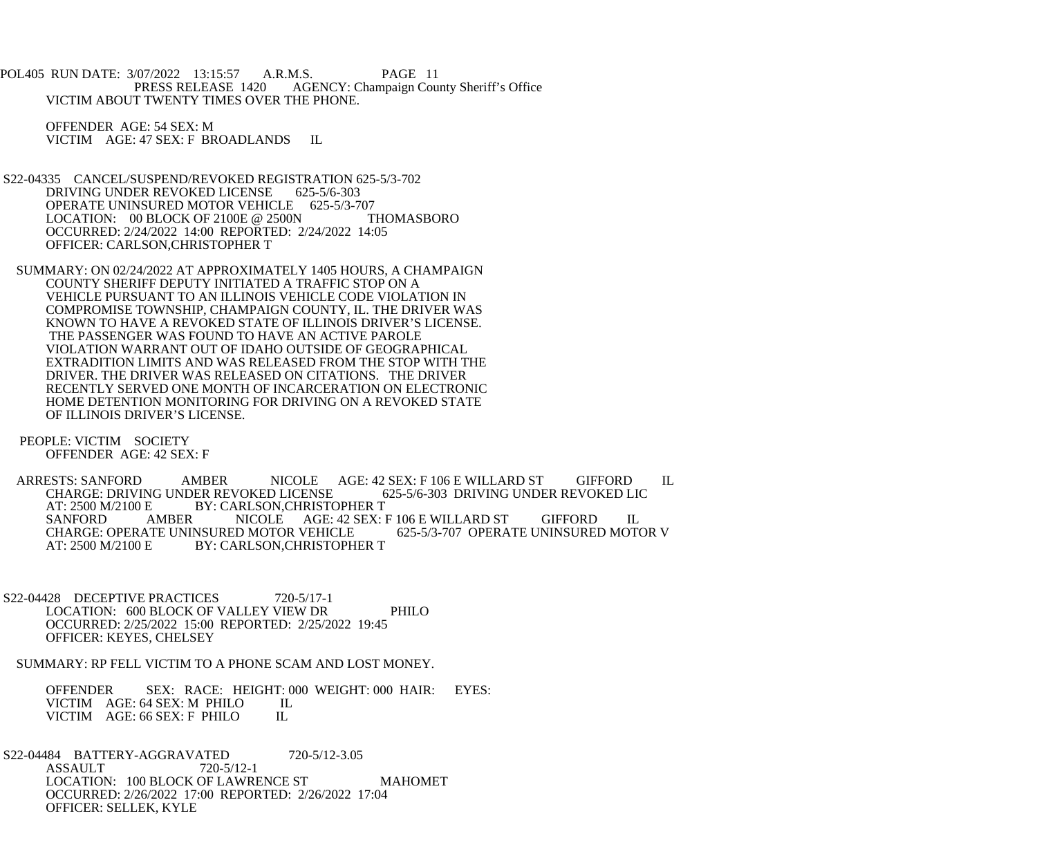VICTIM ABOUT TWENTY TIMES OVER THE PHONE.

OFFENDER AGE: 54 SEX: M
VICTIM AGE: 47 SEX: F BROADLANDS IL

S22-04335 CANCEL/SUSPEND/REVOKED REGISTRATION 625-5/3-702
DRIVING UNDER REVOKED LICENSE 625-5/6-303
OPERATE UNINSURED MOTOR VEHICLE 625-5/3-707
LOCATION: 00 BLOCK OF 2100E @ 2500N THOMASBORO
OCCURRED: 2/24/2022 14:00 REPORTED: 2/24/2022 14:05
OFFICER: CARLSON,CHRISTOPHER T

SUMMARY: ON 02/24/2022 AT APPROXIMATELY 1405 HOURS, A CHAMPAIGN COUNTY SHERIFF DEPUTY INITIATED A TRAFFIC STOP ON A VEHICLE PURSUANT TO AN ILLINOIS VEHICLE CODE VIOLATION IN COMPROMISE TOWNSHIP, CHAMPAIGN COUNTY, IL. THE DRIVER WAS KNOWN TO HAVE A REVOKED STATE OF ILLINOIS DRIVER'S LICENSE. THE PASSENGER WAS FOUND TO HAVE AN ACTIVE PAROLE VIOLATION WARRANT OUT OF IDAHO OUTSIDE OF GEOGRAPHICAL EXTRADITION LIMITS AND WAS RELEASED FROM THE STOP WITH THE DRIVER. THE DRIVER WAS RELEASED ON CITATIONS. THE DRIVER RECENTLY SERVED ONE MONTH OF INCARCERATION ON ELECTRONIC HOME DETENTION MONITORING FOR DRIVING ON A REVOKED STATE OF ILLINOIS DRIVER'S LICENSE.

PEOPLE: VICTIM SOCIETY
OFFENDER AGE: 42 SEX: F

ARRESTS: SANFORD AMBER NICOLE AGE: 42 SEX: F 106 E WILLARD ST GIFFORD IL
CHARGE: DRIVING UNDER REVOKED LICENSE 625-5/6-303 DRIVING UNDER REVOKED LIC
AT: 2500 M/2100 E BY: CARLSON,CHRISTOPHER T
SANFORD AMBER NICOLE AGE: 42 SEX: F 106 E WILLARD ST GIFFORD IL
CHARGE: OPERATE UNINSURED MOTOR VEHICLE 625-5/3-707 OPERATE UNINSURED MOTOR V
AT: 2500 M/2100 E BY: CARLSON,CHRISTOPHER T

S22-04428 DECEPTIVE PRACTICES 720-5/17-1
LOCATION: 600 BLOCK OF VALLEY VIEW DR PHILO
OCCURRED: 2/25/2022 15:00 REPORTED: 2/25/2022 19:45
OFFICER: KEYES, CHELSEY

SUMMARY: RP FELL VICTIM TO A PHONE SCAM AND LOST MONEY.

OFFENDER SEX: RACE: HEIGHT: 000 WEIGHT: 000 HAIR: EYES:
VICTIM AGE: 64 SEX: M PHILO IL
VICTIM AGE: 66 SEX: F PHILO IL

S22-04484 BATTERY-AGGRAVATED 720-5/12-3.05
ASSAULT 720-5/12-1
LOCATION: 100 BLOCK OF LAWRENCE ST MAHOMET
OCCURRED: 2/26/2022 17:00 REPORTED: 2/26/2022 17:04
OFFICER: SELLEK, KYLE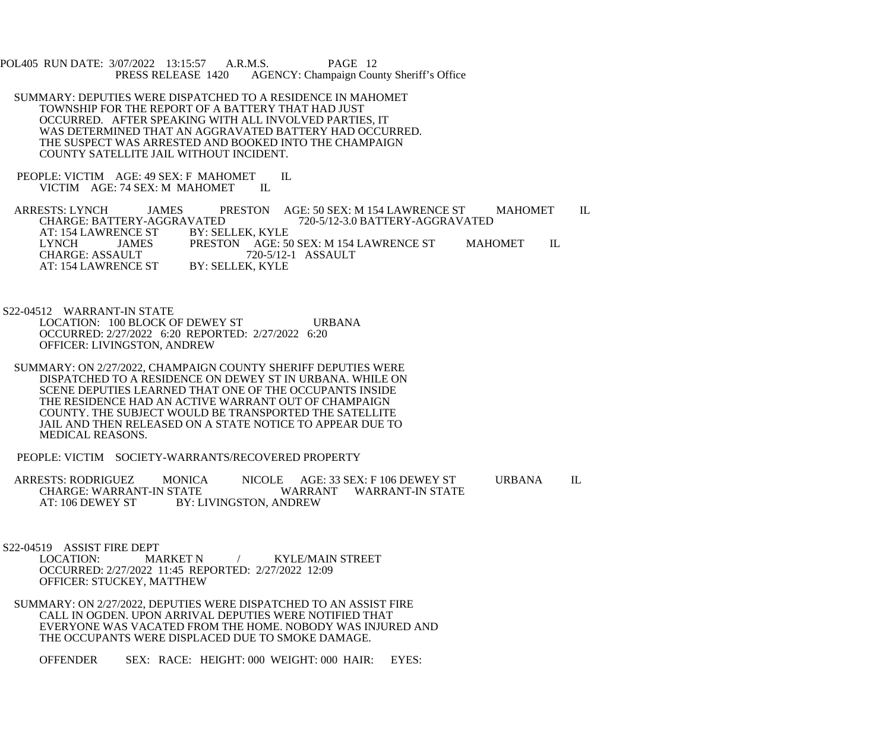SUMMARY: DEPUTIES WERE DISPATCHED TO A RESIDENCE IN MAHOMET TOWNSHIP FOR THE REPORT OF A BATTERY THAT HAD JUST OCCURRED. AFTER SPEAKING WITH ALL INVOLVED PARTIES, IT WAS DETERMINED THAT AN AGGRAVATED BATTERY HAD OCCURRED. THE SUSPECT WAS ARRESTED AND BOOKED INTO THE CHAMPAIGN COUNTY SATELLITE JAIL WITHOUT INCIDENT.

PEOPLE: VICTIM AGE: 49 SEX: F MAHOMET IL
VICTIM AGE: 74 SEX: M MAHOMET IL

ARRESTS: LYNCH JAMES PRESTON AGE: 50 SEX: M 154 LAWRENCE ST MAHOMET IL
CHARGE: BATTERY-AGGRAVATED 720-5/12-3.0 BATTERY-AGGRAVATED
AT: 154 LAWRENCE ST BY: SELLEK, KYLE
LYNCH JAMES PRESTON AGE: 50 SEX: M 154 LAWRENCE ST MAHOMET IL
CHARGE: ASSAULT 720-5/12-1 ASSAULT
AT: 154 LAWRENCE ST BY: SELLEK, KYLE

S22-04512 WARRANT-IN STATE
LOCATION: 100 BLOCK OF DEWEY ST URBANA
OCCURRED: 2/27/2022 6:20 REPORTED: 2/27/2022 6:20
OFFICER: LIVINGSTON, ANDREW

SUMMARY: ON 2/27/2022, CHAMPAIGN COUNTY SHERIFF DEPUTIES WERE DISPATCHED TO A RESIDENCE ON DEWEY ST IN URBANA. WHILE ON SCENE DEPUTIES LEARNED THAT ONE OF THE OCCUPANTS INSIDE THE RESIDENCE HAD AN ACTIVE WARRANT OUT OF CHAMPAIGN COUNTY. THE SUBJECT WOULD BE TRANSPORTED THE SATELLITE JAIL AND THEN RELEASED ON A STATE NOTICE TO APPEAR DUE TO MEDICAL REASONS.

PEOPLE: VICTIM SOCIETY-WARRANTS/RECOVERED PROPERTY

ARRESTS: RODRIGUEZ MONICA NICOLE AGE: 33 SEX: F 106 DEWEY ST URBANA IL
CHARGE: WARRANT-IN STATE WARRANT WARRANT-IN STATE
AT: 106 DEWEY ST BY: LIVINGSTON, ANDREW

S22-04519 ASSIST FIRE DEPT
LOCATION: MARKET N / KYLE/MAIN STREET
OCCURRED: 2/27/2022 11:45 REPORTED: 2/27/2022 12:09
OFFICER: STUCKEY, MATTHEW

SUMMARY: ON 2/27/2022, DEPUTIES WERE DISPATCHED TO AN ASSIST FIRE CALL IN OGDEN. UPON ARRIVAL DEPUTIES WERE NOTIFIED THAT EVERYONE WAS VACATED FROM THE HOME. NOBODY WAS INJURED AND THE OCCUPANTS WERE DISPLACED DUE TO SMOKE DAMAGE.

OFFENDER SEX: RACE: HEIGHT: 000 WEIGHT: 000 HAIR: EYES: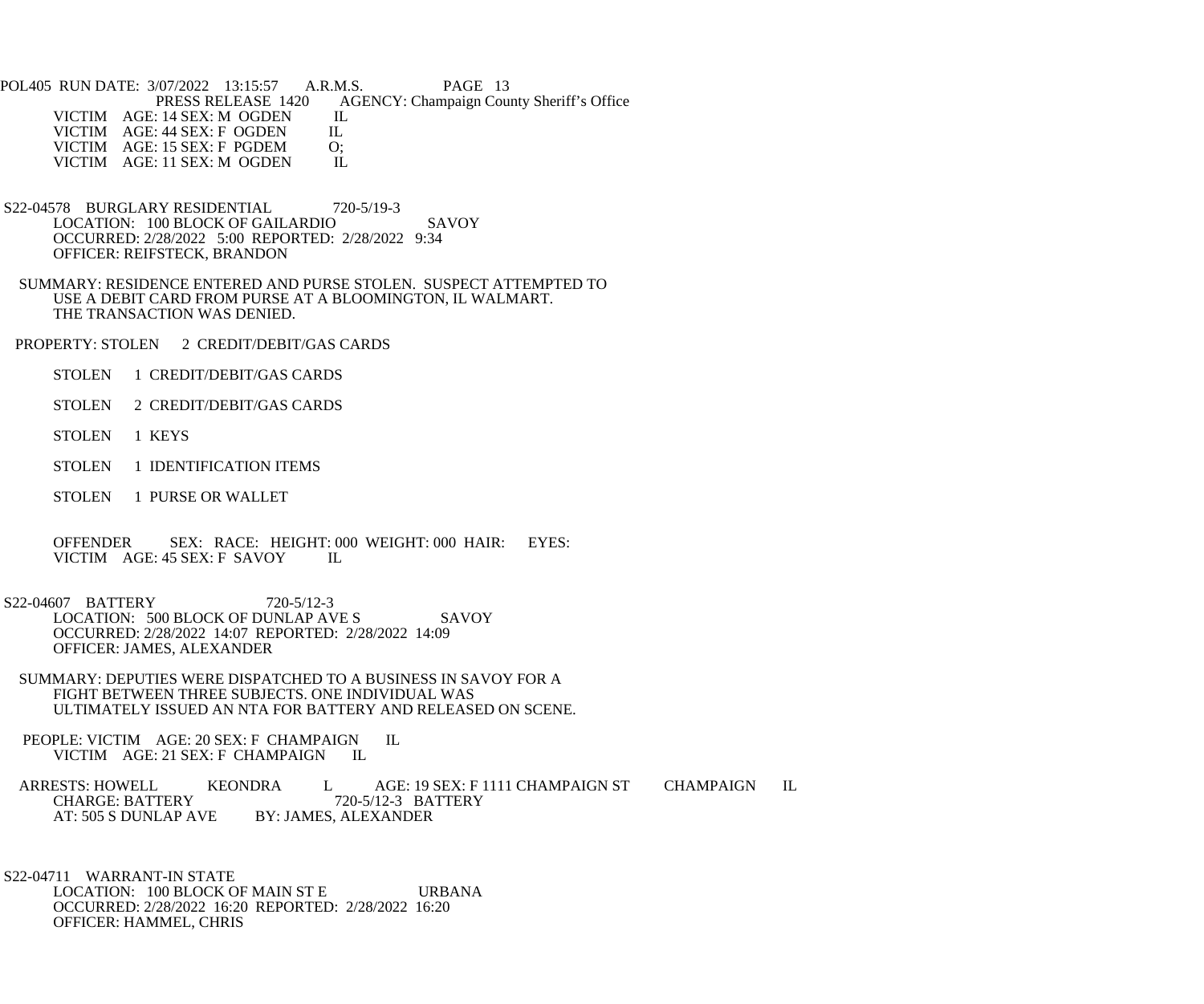POL405 RUN DATE: 3/07/2022 13:15:57 A.R.M.S. PAGE 13
PRESS RELEASE 1420 AGENCY: Champaign County Sheriff's Office

VICTIM AGE: 14 SEX: M OGDEN IL
VICTIM AGE: 44 SEX: F OGDEN IL
VICTIM AGE: 15 SEX: F PGDEM O;
VICTIM AGE: 11 SEX: M OGDEN IL

S22-04578 BURGLARY RESIDENTIAL 720-5/19-3
LOCATION: 100 BLOCK OF GAILARDIO SAVOY
OCCURRED: 2/28/2022 5:00 REPORTED: 2/28/2022 9:34
OFFICER: REIFSTECK, BRANDON

SUMMARY: RESIDENCE ENTERED AND PURSE STOLEN. SUSPECT ATTEMPTED TO USE A DEBIT CARD FROM PURSE AT A BLOOMINGTON, IL WALMART. THE TRANSACTION WAS DENIED.

PROPERTY: STOLEN 2 CREDIT/DEBIT/GAS CARDS

STOLEN 1 CREDIT/DEBIT/GAS CARDS

STOLEN 2 CREDIT/DEBIT/GAS CARDS

STOLEN 1 KEYS

STOLEN 1 IDENTIFICATION ITEMS

STOLEN 1 PURSE OR WALLET

OFFENDER SEX: RACE: HEIGHT: 000 WEIGHT: 000 HAIR: EYES:
VICTIM AGE: 45 SEX: F SAVOY IL

S22-04607 BATTERY 720-5/12-3
LOCATION: 500 BLOCK OF DUNLAP AVE S SAVOY
OCCURRED: 2/28/2022 14:07 REPORTED: 2/28/2022 14:09
OFFICER: JAMES, ALEXANDER

SUMMARY: DEPUTIES WERE DISPATCHED TO A BUSINESS IN SAVOY FOR A FIGHT BETWEEN THREE SUBJECTS. ONE INDIVIDUAL WAS ULTIMATELY ISSUED AN NTA FOR BATTERY AND RELEASED ON SCENE.

PEOPLE: VICTIM AGE: 20 SEX: F CHAMPAIGN IL
VICTIM AGE: 21 SEX: F CHAMPAIGN IL

ARRESTS: HOWELL KEONDRA L AGE: 19 SEX: F 1111 CHAMPAIGN ST CHAMPAIGN IL
CHARGE: BATTERY 720-5/12-3 BATTERY
AT: 505 S DUNLAP AVE BY: JAMES, ALEXANDER

S22-04711 WARRANT-IN STATE
LOCATION: 100 BLOCK OF MAIN ST E URBANA
OCCURRED: 2/28/2022 16:20 REPORTED: 2/28/2022 16:20
OFFICER: HAMMEL, CHRIS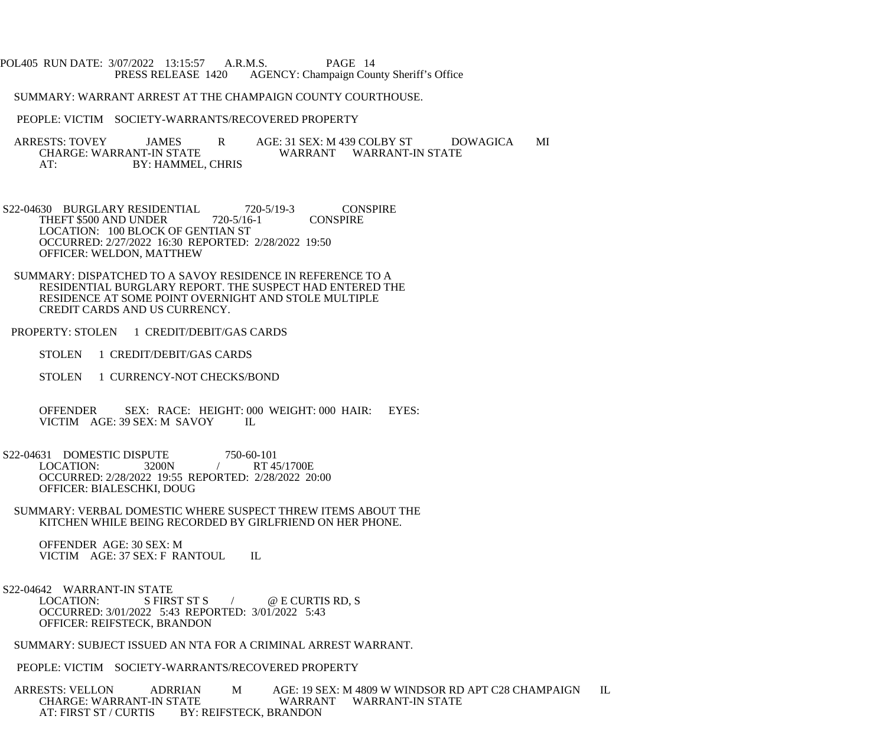POL405 RUN DATE: 3/07/2022 13:15:57 A.R.M.S. PAGE 14
PRESS RELEASE 1420 AGENCY: Champaign County Sheriff's Office

SUMMARY: WARRANT ARREST AT THE CHAMPAIGN COUNTY COURTHOUSE.

PEOPLE: VICTIM SOCIETY-WARRANTS/RECOVERED PROPERTY

ARRESTS: TOVEY JAMES R AGE: 31 SEX: M 439 COLBY ST DOWAGICA MI
CHARGE: WARRANT-IN STATE WARRANT WARRANT-IN STATE
AT: BY: HAMMEL, CHRIS

S22-04630 BURGLARY RESIDENTIAL 720-5/19-3 CONSPIRE
THEFT $500 AND UNDER 720-5/16-1 CONSPIRE
LOCATION: 100 BLOCK OF GENTIAN ST
OCCURRED: 2/27/2022 16:30 REPORTED: 2/28/2022 19:50
OFFICER: WELDON, MATTHEW

SUMMARY: DISPATCHED TO A SAVOY RESIDENCE IN REFERENCE TO A RESIDENTIAL BURGLARY REPORT. THE SUSPECT HAD ENTERED THE RESIDENCE AT SOME POINT OVERNIGHT AND STOLE MULTIPLE CREDIT CARDS AND US CURRENCY.

PROPERTY: STOLEN 1 CREDIT/DEBIT/GAS CARDS

STOLEN 1 CREDIT/DEBIT/GAS CARDS

STOLEN 1 CURRENCY-NOT CHECKS/BOND

OFFENDER SEX: RACE: HEIGHT: 000 WEIGHT: 000 HAIR: EYES:
VICTIM AGE: 39 SEX: M SAVOY IL

S22-04631 DOMESTIC DISPUTE 750-60-101
LOCATION: 3200N / RT 45/1700E
OCCURRED: 2/28/2022 19:55 REPORTED: 2/28/2022 20:00
OFFICER: BIALESCHKI, DOUG

SUMMARY: VERBAL DOMESTIC WHERE SUSPECT THREW ITEMS ABOUT THE KITCHEN WHILE BEING RECORDED BY GIRLFRIEND ON HER PHONE.

OFFENDER AGE: 30 SEX: M
VICTIM AGE: 37 SEX: F RANTOUL IL

S22-04642 WARRANT-IN STATE
LOCATION: S FIRST ST S / @ E CURTIS RD, S
OCCURRED: 3/01/2022 5:43 REPORTED: 3/01/2022 5:43
OFFICER: REIFSTECK, BRANDON

SUMMARY: SUBJECT ISSUED AN NTA FOR A CRIMINAL ARREST WARRANT.

PEOPLE: VICTIM SOCIETY-WARRANTS/RECOVERED PROPERTY

ARRESTS: VELLON ADRRIAN M AGE: 19 SEX: M 4809 W WINDSOR RD APT C28 CHAMPAIGN IL
CHARGE: WARRANT-IN STATE WARRANT WARRANT-IN STATE
AT: FIRST ST / CURTIS BY: REIFSTECK, BRANDON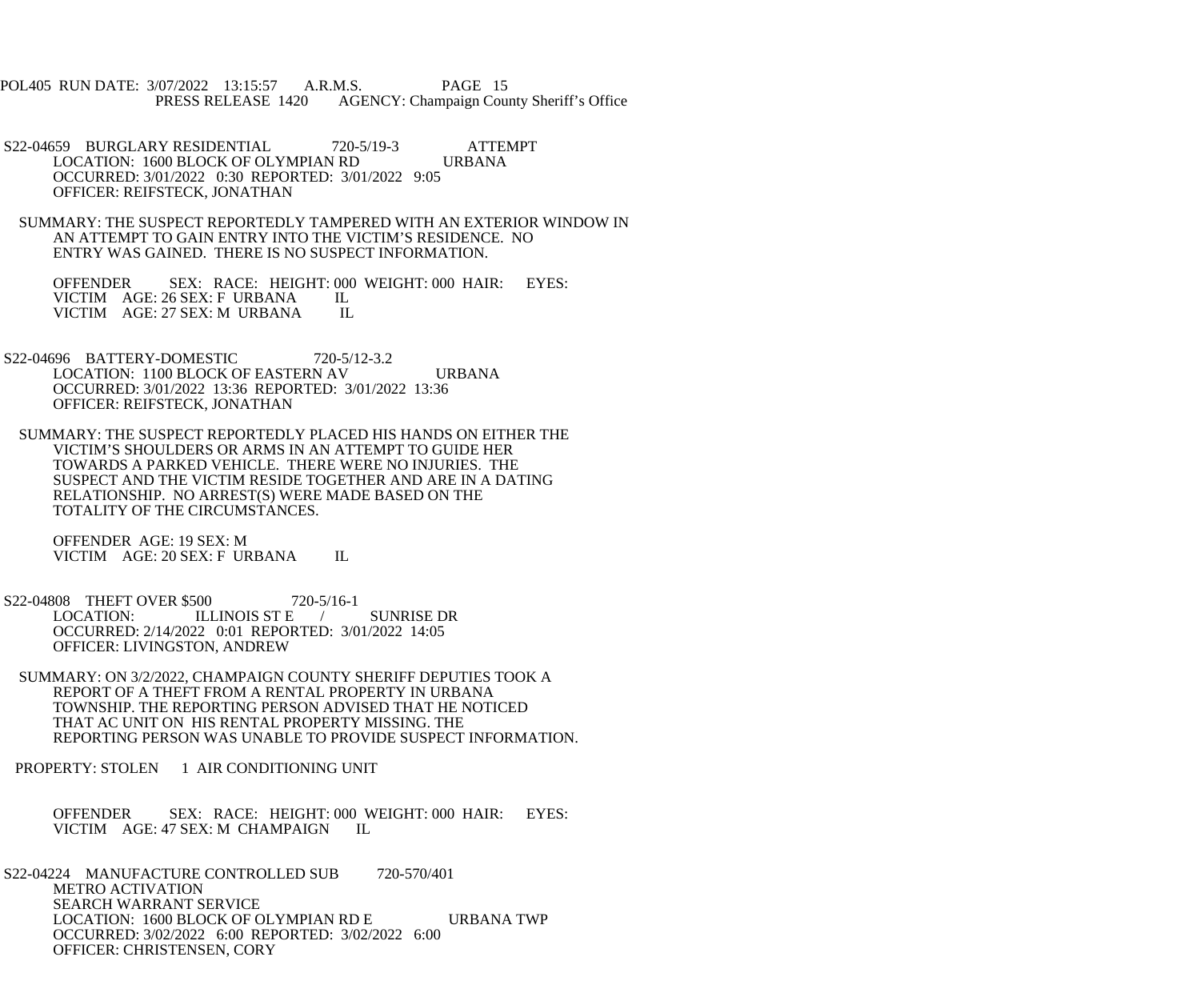S22-04659 BURGLARY RESIDENTIAL 720-5/19-3 ATTEMPT
LOCATION: 1600 BLOCK OF OLYMPIAN RD URBANA
OCCURRED: 3/01/2022 0:30 REPORTED: 3/01/2022 9:05
OFFICER: REIFSTECK, JONATHAN

SUMMARY: THE SUSPECT REPORTEDLY TAMPERED WITH AN EXTERIOR WINDOW IN AN ATTEMPT TO GAIN ENTRY INTO THE VICTIM'S RESIDENCE. NO ENTRY WAS GAINED. THERE IS NO SUSPECT INFORMATION.

OFFENDER SEX: RACE: HEIGHT: 000 WEIGHT: 000 HAIR: EYES:
VICTIM AGE: 26 SEX: F URBANA IL
VICTIM AGE: 27 SEX: M URBANA IL

S22-04696 BATTERY-DOMESTIC 720-5/12-3.2
LOCATION: 1100 BLOCK OF EASTERN AV URBANA
OCCURRED: 3/01/2022 13:36 REPORTED: 3/01/2022 13:36
OFFICER: REIFSTECK, JONATHAN

SUMMARY: THE SUSPECT REPORTEDLY PLACED HIS HANDS ON EITHER THE VICTIM'S SHOULDERS OR ARMS IN AN ATTEMPT TO GUIDE HER TOWARDS A PARKED VEHICLE. THERE WERE NO INJURIES. THE SUSPECT AND THE VICTIM RESIDE TOGETHER AND ARE IN A DATING RELATIONSHIP. NO ARREST(S) WERE MADE BASED ON THE TOTALITY OF THE CIRCUMSTANCES.

OFFENDER AGE: 19 SEX: M
VICTIM AGE: 20 SEX: F URBANA IL

S22-04808 THEFT OVER $500 720-5/16-1
LOCATION: ILLINOIS ST E / SUNRISE DR
OCCURRED: 2/14/2022 0:01 REPORTED: 3/01/2022 14:05
OFFICER: LIVINGSTON, ANDREW

SUMMARY: ON 3/2/2022, CHAMPAIGN COUNTY SHERIFF DEPUTIES TOOK A REPORT OF A THEFT FROM A RENTAL PROPERTY IN URBANA TOWNSHIP. THE REPORTING PERSON ADVISED THAT HE NOTICED THAT AC UNIT ON HIS RENTAL PROPERTY MISSING. THE REPORTING PERSON WAS UNABLE TO PROVIDE SUSPECT INFORMATION.

PROPERTY: STOLEN 1 AIR CONDITIONING UNIT

OFFENDER SEX: RACE: HEIGHT: 000 WEIGHT: 000 HAIR: EYES:
VICTIM AGE: 47 SEX: M CHAMPAIGN IL

S22-04224 MANUFACTURE CONTROLLED SUB 720-570/401
METRO ACTIVATION
SEARCH WARRANT SERVICE
LOCATION: 1600 BLOCK OF OLYMPIAN RD E URBANA TWP
OCCURRED: 3/02/2022 6:00 REPORTED: 3/02/2022 6:00
OFFICER: CHRISTENSEN, CORY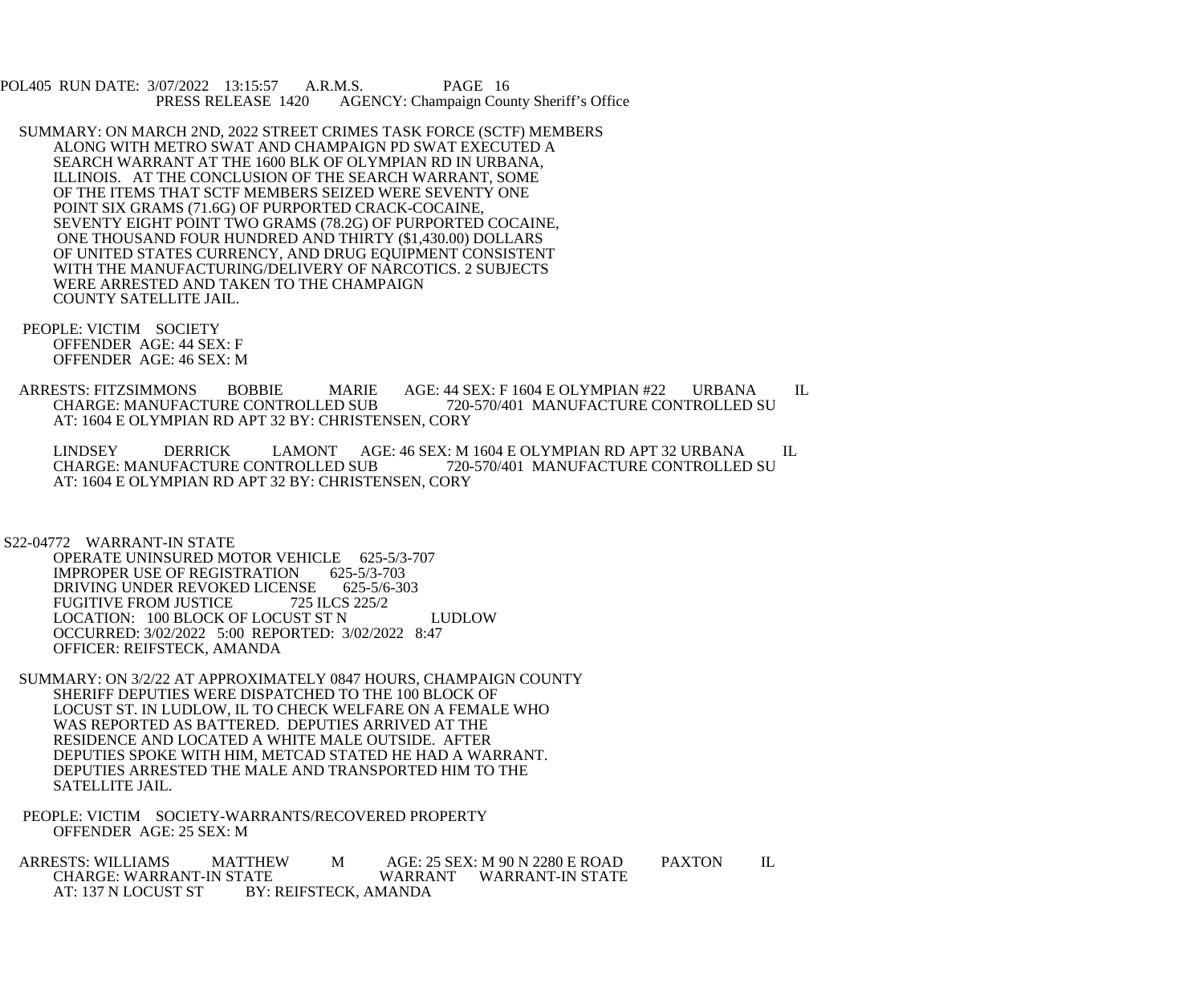SUMMARY: ON MARCH 2ND, 2022 STREET CRIMES TASK FORCE (SCTF) MEMBERS ALONG WITH METRO SWAT AND CHAMPAIGN PD SWAT EXECUTED A SEARCH WARRANT AT THE 1600 BLK OF OLYMPIAN RD IN URBANA, ILLINOIS. AT THE CONCLUSION OF THE SEARCH WARRANT, SOME OF THE ITEMS THAT SCTF MEMBERS SEIZED WERE SEVENTY ONE POINT SIX GRAMS (71.6G) OF PURPORTED CRACK-COCAINE, SEVENTY EIGHT POINT TWO GRAMS (78.2G) OF PURPORTED COCAINE, ONE THOUSAND FOUR HUNDRED AND THIRTY ($1,430.00) DOLLARS OF UNITED STATES CURRENCY, AND DRUG EQUIPMENT CONSISTENT WITH THE MANUFACTURING/DELIVERY OF NARCOTICS. 2 SUBJECTS WERE ARRESTED AND TAKEN TO THE CHAMPAIGN COUNTY SATELLITE JAIL.

PEOPLE: VICTIM SOCIETY
OFFENDER AGE: 44 SEX: F
OFFENDER AGE: 46 SEX: M

ARRESTS: FITZSIMMONS BOBBIE MARIE AGE: 44 SEX: F 1604 E OLYMPIAN #22 URBANA IL
CHARGE: MANUFACTURE CONTROLLED SUB 720-570/401 MANUFACTURE CONTROLLED SU
AT: 1604 E OLYMPIAN RD APT 32 BY: CHRISTENSEN, CORY

LINDSEY DERRICK LAMONT AGE: 46 SEX: M 1604 E OLYMPIAN RD APT 32 URBANA IL
CHARGE: MANUFACTURE CONTROLLED SUB 720-570/401 MANUFACTURE CONTROLLED SU
AT: 1604 E OLYMPIAN RD APT 32 BY: CHRISTENSEN, CORY

S22-04772 WARRANT-IN STATE
OPERATE UNINSURED MOTOR VEHICLE 625-5/3-707
IMPROPER USE OF REGISTRATION 625-5/3-703
DRIVING UNDER REVOKED LICENSE 625-5/6-303
FUGITIVE FROM JUSTICE 725 ILCS 225/2
LOCATION: 100 BLOCK OF LOCUST ST N LUDLOW
OCCURRED: 3/02/2022 5:00 REPORTED: 3/02/2022 8:47
OFFICER: REIFSTECK, AMANDA

SUMMARY: ON 3/2/22 AT APPROXIMATELY 0847 HOURS, CHAMPAIGN COUNTY SHERIFF DEPUTIES WERE DISPATCHED TO THE 100 BLOCK OF LOCUST ST. IN LUDLOW, IL TO CHECK WELFARE ON A FEMALE WHO WAS REPORTED AS BATTERED. DEPUTIES ARRIVED AT THE RESIDENCE AND LOCATED A WHITE MALE OUTSIDE. AFTER DEPUTIES SPOKE WITH HIM, METCAD STATED HE HAD A WARRANT. DEPUTIES ARRESTED THE MALE AND TRANSPORTED HIM TO THE SATELLITE JAIL.

PEOPLE: VICTIM SOCIETY-WARRANTS/RECOVERED PROPERTY
OFFENDER AGE: 25 SEX: M

ARRESTS: WILLIAMS MATTHEW M AGE: 25 SEX: M 90 N 2280 E ROAD PAXTON IL
CHARGE: WARRANT-IN STATE WARRANT WARRANT-IN STATE
AT: 137 N LOCUST ST BY: REIFSTECK, AMANDA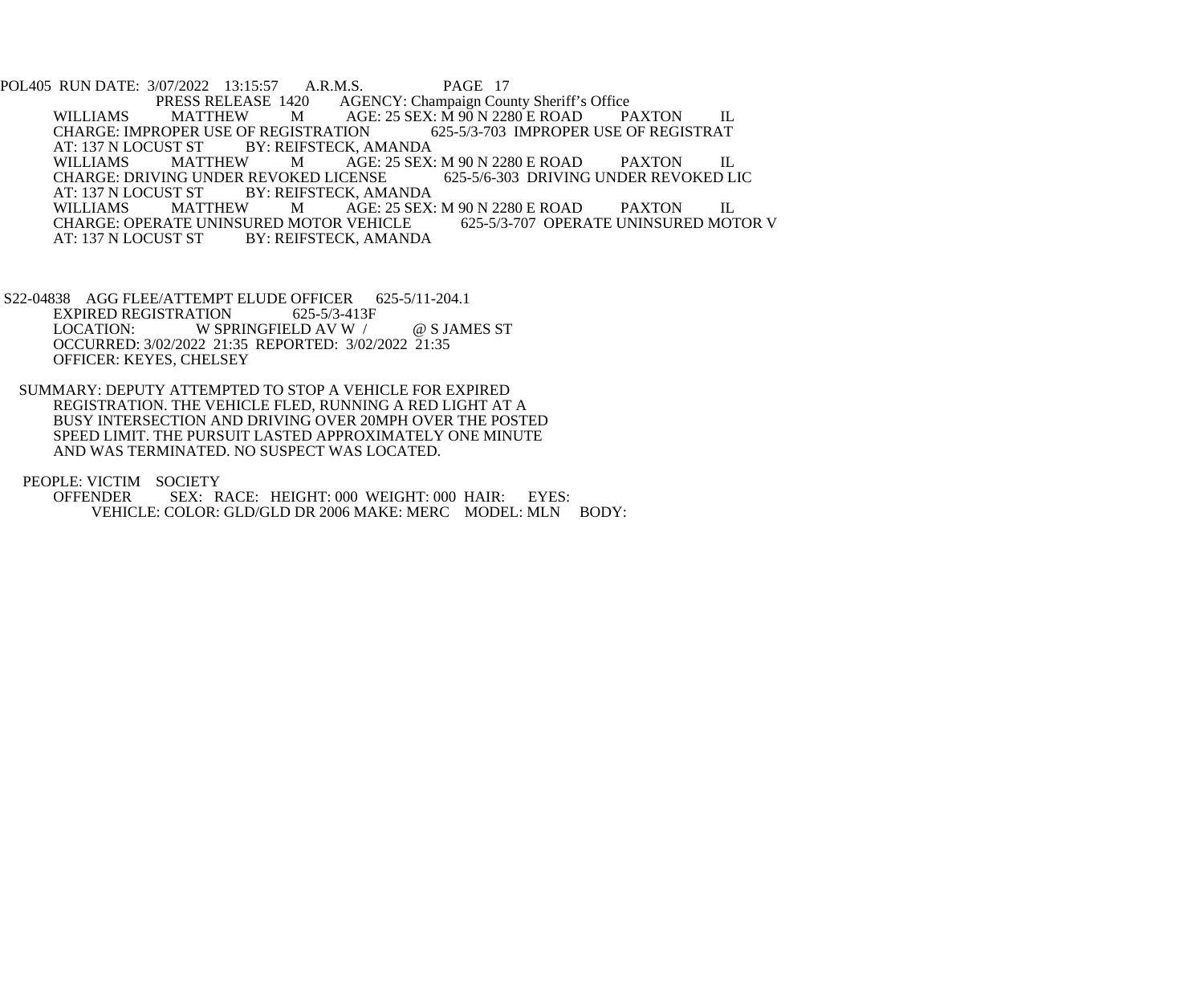POL405 RUN DATE: 3/07/2022 13:15:57 A.R.M.S. PAGE 17

PRESS RELEASE 1420 AGENCY: Champaign County Sheriff's Office

WILLIAMS MATTHEW M AGE: 25 SEX: M 90 N 2280 E ROAD PAXTON IL
CHARGE: IMPROPER USE OF REGISTRATION 625-5/3-703 IMPROPER USE OF REGISTRAT
AT: 137 N LOCUST ST BY: REIFSTECK, AMANDA

WILLIAMS MATTHEW M AGE: 25 SEX: M 90 N 2280 E ROAD PAXTON IL
CHARGE: DRIVING UNDER REVOKED LICENSE 625-5/6-303 DRIVING UNDER REVOKED LIC
AT: 137 N LOCUST ST BY: REIFSTECK, AMANDA

WILLIAMS MATTHEW M AGE: 25 SEX: M 90 N 2280 E ROAD PAXTON IL
CHARGE: OPERATE UNINSURED MOTOR VEHICLE 625-5/3-707 OPERATE UNINSURED MOTOR V
AT: 137 N LOCUST ST BY: REIFSTECK, AMANDA

S22-04838 AGG FLEE/ATTEMPT ELUDE OFFICER 625-5/11-204.1
EXPIRED REGISTRATION 625-5/3-413F
LOCATION: W SPRINGFIELD AV W / @ S JAMES ST
OCCURRED: 3/02/2022 21:35 REPORTED: 3/02/2022 21:35
OFFICER: KEYES, CHELSEY

SUMMARY: DEPUTY ATTEMPTED TO STOP A VEHICLE FOR EXPIRED REGISTRATION. THE VEHICLE FLED, RUNNING A RED LIGHT AT A BUSY INTERSECTION AND DRIVING OVER 20MPH OVER THE POSTED SPEED LIMIT. THE PURSUIT LASTED APPROXIMATELY ONE MINUTE AND WAS TERMINATED. NO SUSPECT WAS LOCATED.

PEOPLE: VICTIM SOCIETY
OFFENDER SEX: RACE: HEIGHT: 000 WEIGHT: 000 HAIR: EYES:
VEHICLE: COLOR: GLD/GLD DR 2006 MAKE: MERC MODEL: MLN BODY: